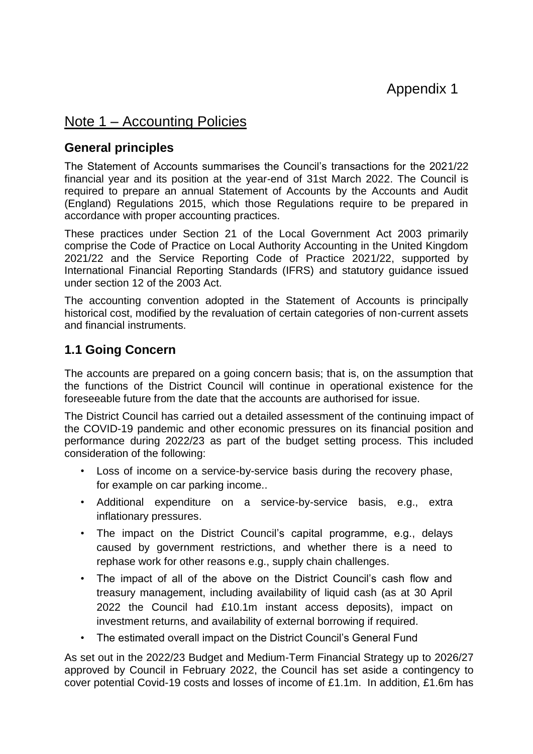Appendix 1

# Note 1 – Accounting Policies

## General principles

The Statement of Accounts summarises the Council's transactions for the 2021/22 financial year and its position at the year-end of 31st March 2022. The Council is required to prepare an annual Statement of Accounts by the Accounts and Audit (England) Regulations 2015, which those Regulations require to be prepared in accordance with proper accounting practices.

These practices under Section 21 of the Local Government Act 2003 primarily comprise the Code of Practice on Local Authority Accounting in the United Kingdom 2021/22 and the Service Reporting Code of Practice 2021/22, supported by International Financial Reporting Standards (IFRS) and statutory guidance issued under section 12 of the 2003 Act.

The accounting convention adopted in the Statement of Accounts is principally historical cost, modified by the revaluation of certain categories of non-current assets and financial instruments.

## 1.1 Going Concern

The accounts are prepared on a going concern basis; that is, on the assumption that the functions of the District Council will continue in operational existence for the foreseeable future from the date that the accounts are authorised for issue.

The District Council has carried out a detailed assessment of the continuing impact of the COVID-19 pandemic and other economic pressures on its financial position and performance during 2022/23 as part of the budget setting process. This included consideration of the following:

- Loss of income on a service-by-service basis during the recovery phase, for example on car parking income..
- Additional expenditure on a service-by-service basis, e.g., extra inflationary pressures.
- The impact on the District Council's capital programme, e.g., delays caused by government restrictions, and whether there is a need to rephase work for other reasons e.g., supply chain challenges.
- The impact of all of the above on the District Council's cash flow and treasury management, including availability of liquid cash (as at 30 April 2022 the Council had £10.1m instant access deposits), impact on investment returns, and availability of external borrowing if required.
- The estimated overall impact on the District Council's General Fund

As set out in the 2022/23 Budget and Medium-Term Financial Strategy up to 2026/27 approved by Council in February 2022, the Council has set aside a contingency to cover potential Covid-19 costs and losses of income of £1.1m. In addition, £1.6m has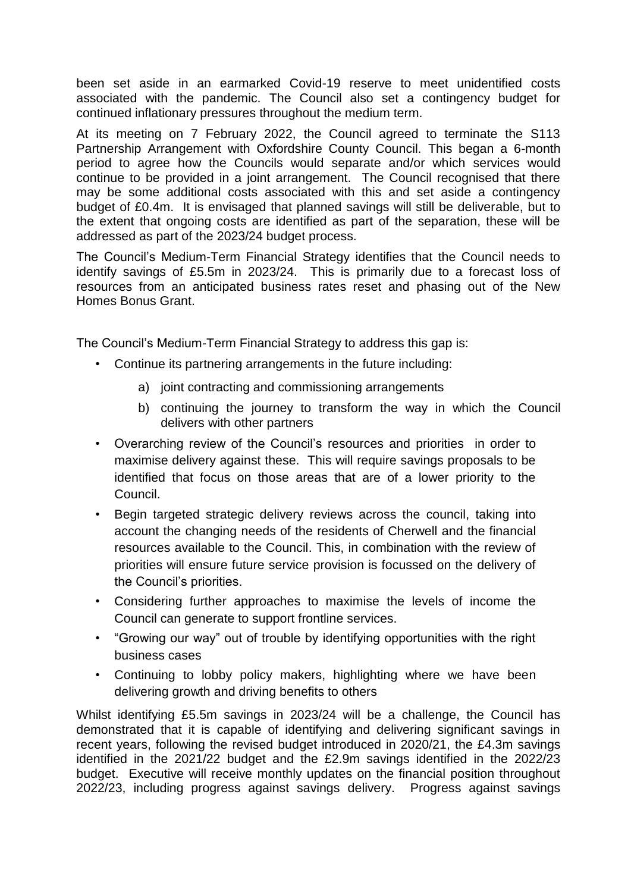been set aside in an earmarked Covid-19 reserve to meet unidentified costs associated with the pandemic. The Council also set a contingency budget for continued inflationary pressures throughout the medium term.

At its meeting on 7 February 2022, the Council agreed to terminate the S113 Partnership Arrangement with Oxfordshire County Council. This began a 6-month period to agree how the Councils would separate and/or which services would continue to be provided in a joint arrangement. The Council recognised that there may be some additional costs associated with this and set aside a contingency budget of £0.4m. It is envisaged that planned savings will still be deliverable, but to the extent that ongoing costs are identified as part of the separation, these will be addressed as part of the 2023/24 budget process.

The Council's Medium-Term Financial Strategy identifies that the Council needs to identify savings of £5.5m in 2023/24. This is primarily due to a forecast loss of resources from an anticipated business rates reset and phasing out of the New Homes Bonus Grant.

The Council's Medium-Term Financial Strategy to address this gap is:

- Continue its partnering arrangements in the future including:
  - a) joint contracting and commissioning arrangements
  - b) continuing the journey to transform the way in which the Council delivers with other partners
- Overarching review of the Council's resources and priorities in order to maximise delivery against these. This will require savings proposals to be identified that focus on those areas that are of a lower priority to the Council.
- Begin targeted strategic delivery reviews across the council, taking into account the changing needs of the residents of Cherwell and the financial resources available to the Council. This, in combination with the review of priorities will ensure future service provision is focussed on the delivery of the Council's priorities.
- Considering further approaches to maximise the levels of income the Council can generate to support frontline services.
- "Growing our way" out of trouble by identifying opportunities with the right business cases
- Continuing to lobby policy makers, highlighting where we have been delivering growth and driving benefits to others

Whilst identifying £5.5m savings in 2023/24 will be a challenge, the Council has demonstrated that it is capable of identifying and delivering significant savings in recent years, following the revised budget introduced in 2020/21, the £4.3m savings identified in the 2021/22 budget and the £2.9m savings identified in the 2022/23 budget. Executive will receive monthly updates on the financial position throughout 2022/23, including progress against savings delivery. Progress against savings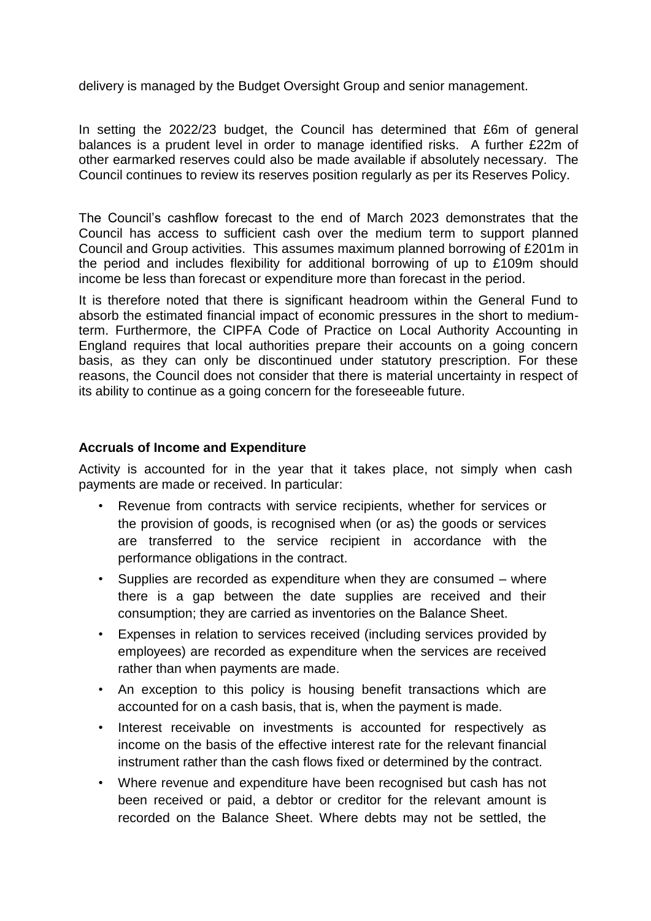delivery is managed by the Budget Oversight Group and senior management.

In setting the 2022/23 budget, the Council has determined that £6m of general balances is a prudent level in order to manage identified risks. A further £22m of other earmarked reserves could also be made available if absolutely necessary. The Council continues to review its reserves position regularly as per its Reserves Policy.

The Council's cashflow forecast to the end of March 2023 demonstrates that the Council has access to sufficient cash over the medium term to support planned Council and Group activities. This assumes maximum planned borrowing of £201m in the period and includes flexibility for additional borrowing of up to £109m should income be less than forecast or expenditure more than forecast in the period.

It is therefore noted that there is significant headroom within the General Fund to absorb the estimated financial impact of economic pressures in the short to medium-term. Furthermore, the CIPFA Code of Practice on Local Authority Accounting in England requires that local authorities prepare their accounts on a going concern basis, as they can only be discontinued under statutory prescription. For these reasons, the Council does not consider that there is material uncertainty in respect of its ability to continue as a going concern for the foreseeable future.

**Accruals of Income and Expenditure**

Activity is accounted for in the year that it takes place, not simply when cash payments are made or received. In particular:

- Revenue from contracts with service recipients, whether for services or the provision of goods, is recognised when (or as) the goods or services are transferred to the service recipient in accordance with the performance obligations in the contract.
- Supplies are recorded as expenditure when they are consumed – where there is a gap between the date supplies are received and their consumption; they are carried as inventories on the Balance Sheet.
- Expenses in relation to services received (including services provided by employees) are recorded as expenditure when the services are received rather than when payments are made.
- An exception to this policy is housing benefit transactions which are accounted for on a cash basis, that is, when the payment is made.
- Interest receivable on investments is accounted for respectively as income on the basis of the effective interest rate for the relevant financial instrument rather than the cash flows fixed or determined by the contract.
- Where revenue and expenditure have been recognised but cash has not been received or paid, a debtor or creditor for the relevant amount is recorded on the Balance Sheet. Where debts may not be settled, the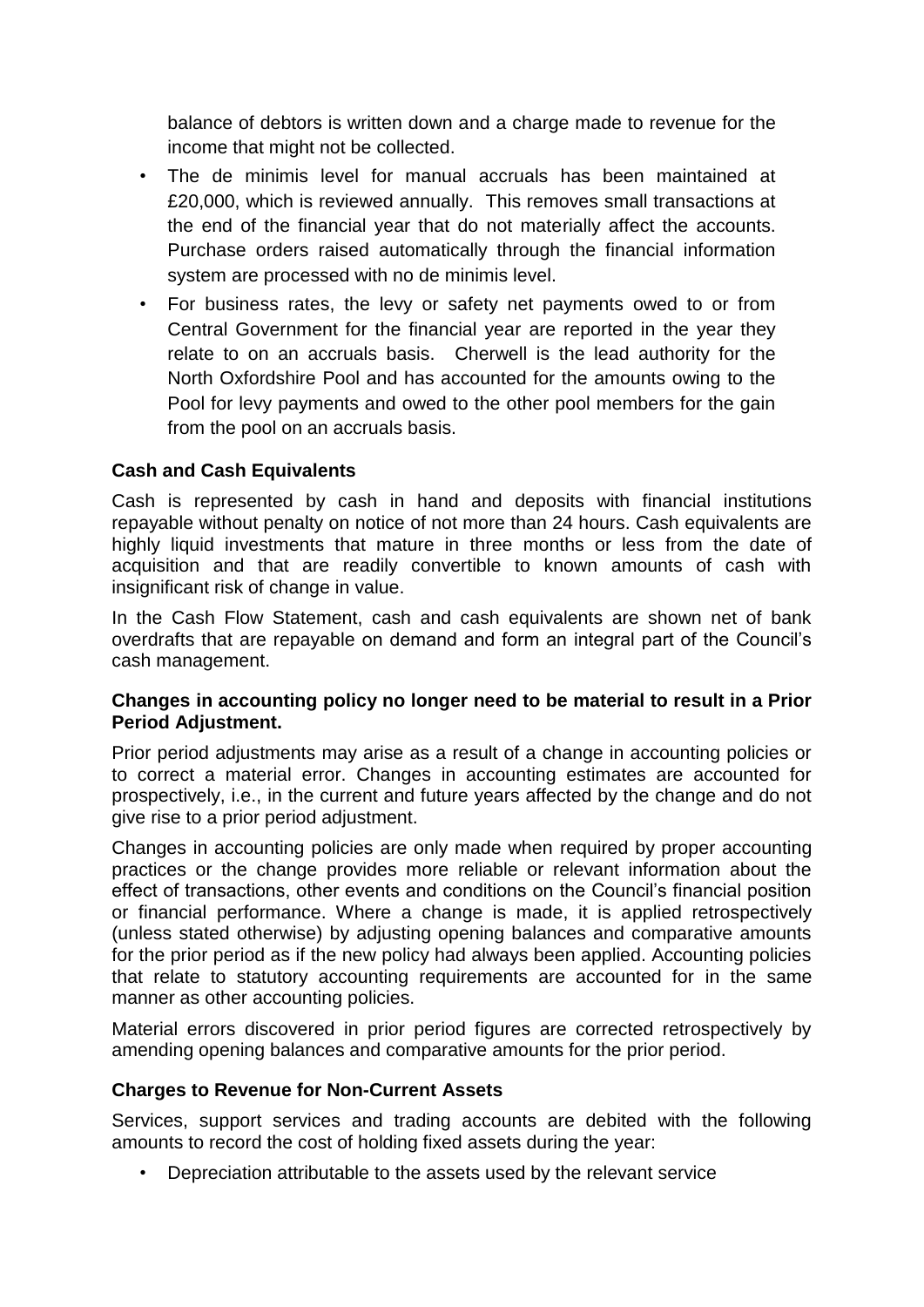balance of debtors is written down and a charge made to revenue for the income that might not be collected.

- The de minimis level for manual accruals has been maintained at £20,000, which is reviewed annually. This removes small transactions at the end of the financial year that do not materially affect the accounts. Purchase orders raised automatically through the financial information system are processed with no de minimis level.
- For business rates, the levy or safety net payments owed to or from Central Government for the financial year are reported in the year they relate to on an accruals basis. Cherwell is the lead authority for the North Oxfordshire Pool and has accounted for the amounts owing to the Pool for levy payments and owed to the other pool members for the gain from the pool on an accruals basis.

**Cash and Cash Equivalents**

Cash is represented by cash in hand and deposits with financial institutions repayable without penalty on notice of not more than 24 hours. Cash equivalents are highly liquid investments that mature in three months or less from the date of acquisition and that are readily convertible to known amounts of cash with insignificant risk of change in value.

In the Cash Flow Statement, cash and cash equivalents are shown net of bank overdrafts that are repayable on demand and form an integral part of the Council's cash management.

**Changes in accounting policy no longer need to be material to result in a Prior Period Adjustment.**

Prior period adjustments may arise as a result of a change in accounting policies or to correct a material error. Changes in accounting estimates are accounted for prospectively, i.e., in the current and future years affected by the change and do not give rise to a prior period adjustment.

Changes in accounting policies are only made when required by proper accounting practices or the change provides more reliable or relevant information about the effect of transactions, other events and conditions on the Council's financial position or financial performance. Where a change is made, it is applied retrospectively (unless stated otherwise) by adjusting opening balances and comparative amounts for the prior period as if the new policy had always been applied. Accounting policies that relate to statutory accounting requirements are accounted for in the same manner as other accounting policies.

Material errors discovered in prior period figures are corrected retrospectively by amending opening balances and comparative amounts for the prior period.

**Charges to Revenue for Non-Current Assets**

Services, support services and trading accounts are debited with the following amounts to record the cost of holding fixed assets during the year:

- Depreciation attributable to the assets used by the relevant service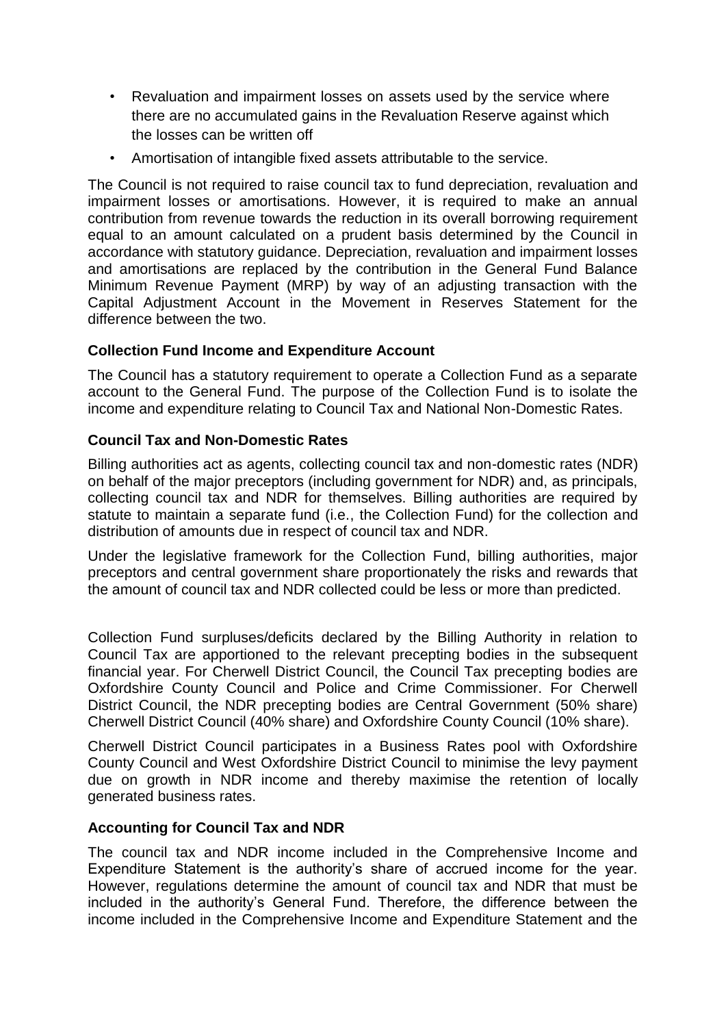- Revaluation and impairment losses on assets used by the service where there are no accumulated gains in the Revaluation Reserve against which the losses can be written off
- Amortisation of intangible fixed assets attributable to the service.

The Council is not required to raise council tax to fund depreciation, revaluation and impairment losses or amortisations. However, it is required to make an annual contribution from revenue towards the reduction in its overall borrowing requirement equal to an amount calculated on a prudent basis determined by the Council in accordance with statutory guidance. Depreciation, revaluation and impairment losses and amortisations are replaced by the contribution in the General Fund Balance Minimum Revenue Payment (MRP) by way of an adjusting transaction with the Capital Adjustment Account in the Movement in Reserves Statement for the difference between the two.

**Collection Fund Income and Expenditure Account**

The Council has a statutory requirement to operate a Collection Fund as a separate account to the General Fund. The purpose of the Collection Fund is to isolate the income and expenditure relating to Council Tax and National Non-Domestic Rates.

**Council Tax and Non-Domestic Rates**

Billing authorities act as agents, collecting council tax and non-domestic rates (NDR) on behalf of the major preceptors (including government for NDR) and, as principals, collecting council tax and NDR for themselves. Billing authorities are required by statute to maintain a separate fund (i.e., the Collection Fund) for the collection and distribution of amounts due in respect of council tax and NDR.

Under the legislative framework for the Collection Fund, billing authorities, major preceptors and central government share proportionately the risks and rewards that the amount of council tax and NDR collected could be less or more than predicted.

Collection Fund surpluses/deficits declared by the Billing Authority in relation to Council Tax are apportioned to the relevant precepting bodies in the subsequent financial year. For Cherwell District Council, the Council Tax precepting bodies are Oxfordshire County Council and Police and Crime Commissioner. For Cherwell District Council, the NDR precepting bodies are Central Government (50% share) Cherwell District Council (40% share) and Oxfordshire County Council (10% share).

Cherwell District Council participates in a Business Rates pool with Oxfordshire County Council and West Oxfordshire District Council to minimise the levy payment due on growth in NDR income and thereby maximise the retention of locally generated business rates.

**Accounting for Council Tax and NDR**

The council tax and NDR income included in the Comprehensive Income and Expenditure Statement is the authority's share of accrued income for the year. However, regulations determine the amount of council tax and NDR that must be included in the authority's General Fund. Therefore, the difference between the income included in the Comprehensive Income and Expenditure Statement and the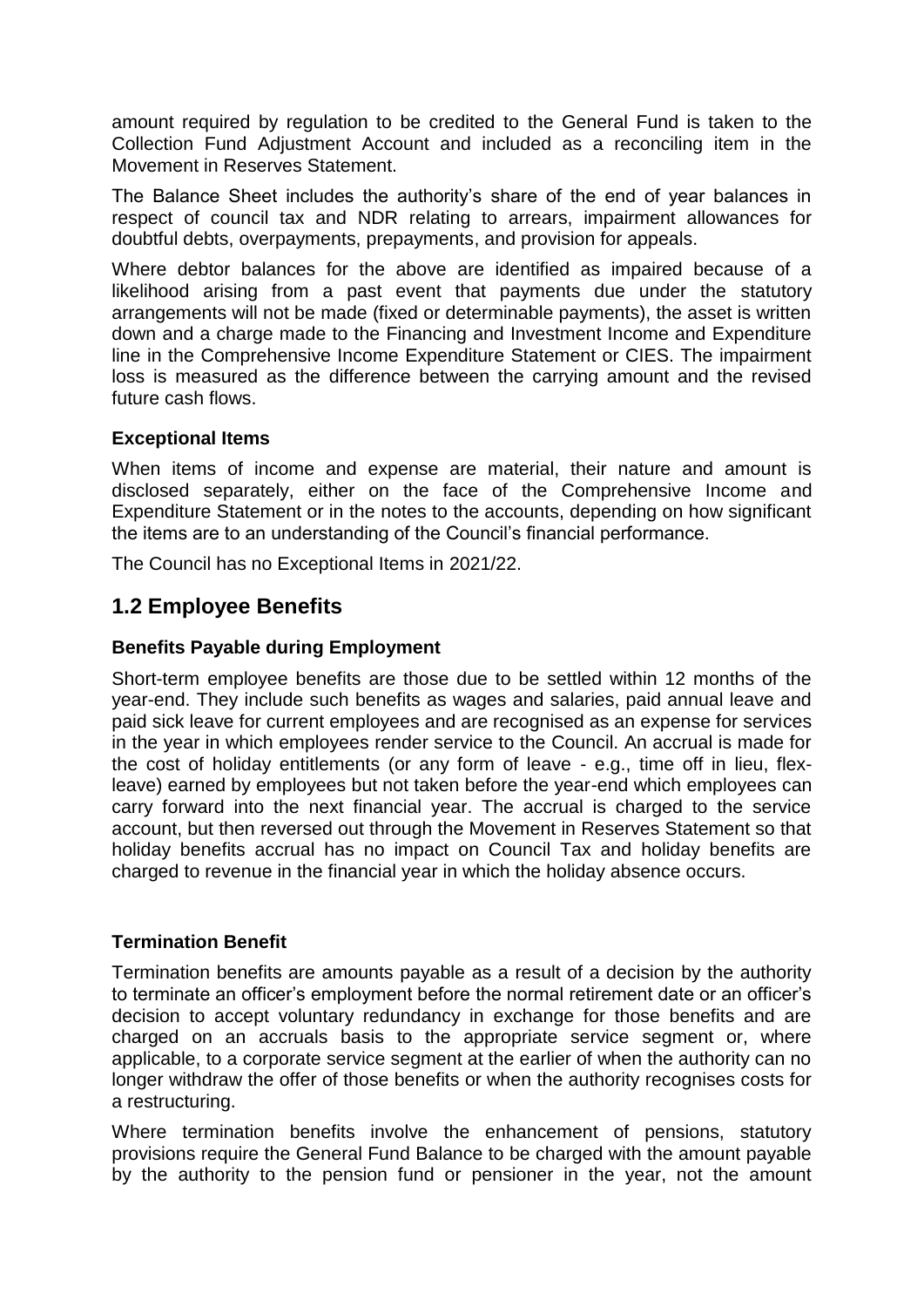amount required by regulation to be credited to the General Fund is taken to the Collection Fund Adjustment Account and included as a reconciling item in the Movement in Reserves Statement.

The Balance Sheet includes the authority's share of the end of year balances in respect of council tax and NDR relating to arrears, impairment allowances for doubtful debts, overpayments, prepayments, and provision for appeals.

Where debtor balances for the above are identified as impaired because of a likelihood arising from a past event that payments due under the statutory arrangements will not be made (fixed or determinable payments), the asset is written down and a charge made to the Financing and Investment Income and Expenditure line in the Comprehensive Income Expenditure Statement or CIES. The impairment loss is measured as the difference between the carrying amount and the revised future cash flows.

**Exceptional Items**

When items of income and expense are material, their nature and amount is disclosed separately, either on the face of the Comprehensive Income and Expenditure Statement or in the notes to the accounts, depending on how significant the items are to an understanding of the Council's financial performance.

The Council has no Exceptional Items in 2021/22.

## 1.2 Employee Benefits

**Benefits Payable during Employment**

Short-term employee benefits are those due to be settled within 12 months of the year-end. They include such benefits as wages and salaries, paid annual leave and paid sick leave for current employees and are recognised as an expense for services in the year in which employees render service to the Council. An accrual is made for the cost of holiday entitlements (or any form of leave - e.g., time off in lieu, flex-leave) earned by employees but not taken before the year-end which employees can carry forward into the next financial year. The accrual is charged to the service account, but then reversed out through the Movement in Reserves Statement so that holiday benefits accrual has no impact on Council Tax and holiday benefits are charged to revenue in the financial year in which the holiday absence occurs.

**Termination Benefit**

Termination benefits are amounts payable as a result of a decision by the authority to terminate an officer's employment before the normal retirement date or an officer's decision to accept voluntary redundancy in exchange for those benefits and are charged on an accruals basis to the appropriate service segment or, where applicable, to a corporate service segment at the earlier of when the authority can no longer withdraw the offer of those benefits or when the authority recognises costs for a restructuring.

Where termination benefits involve the enhancement of pensions, statutory provisions require the General Fund Balance to be charged with the amount payable by the authority to the pension fund or pensioner in the year, not the amount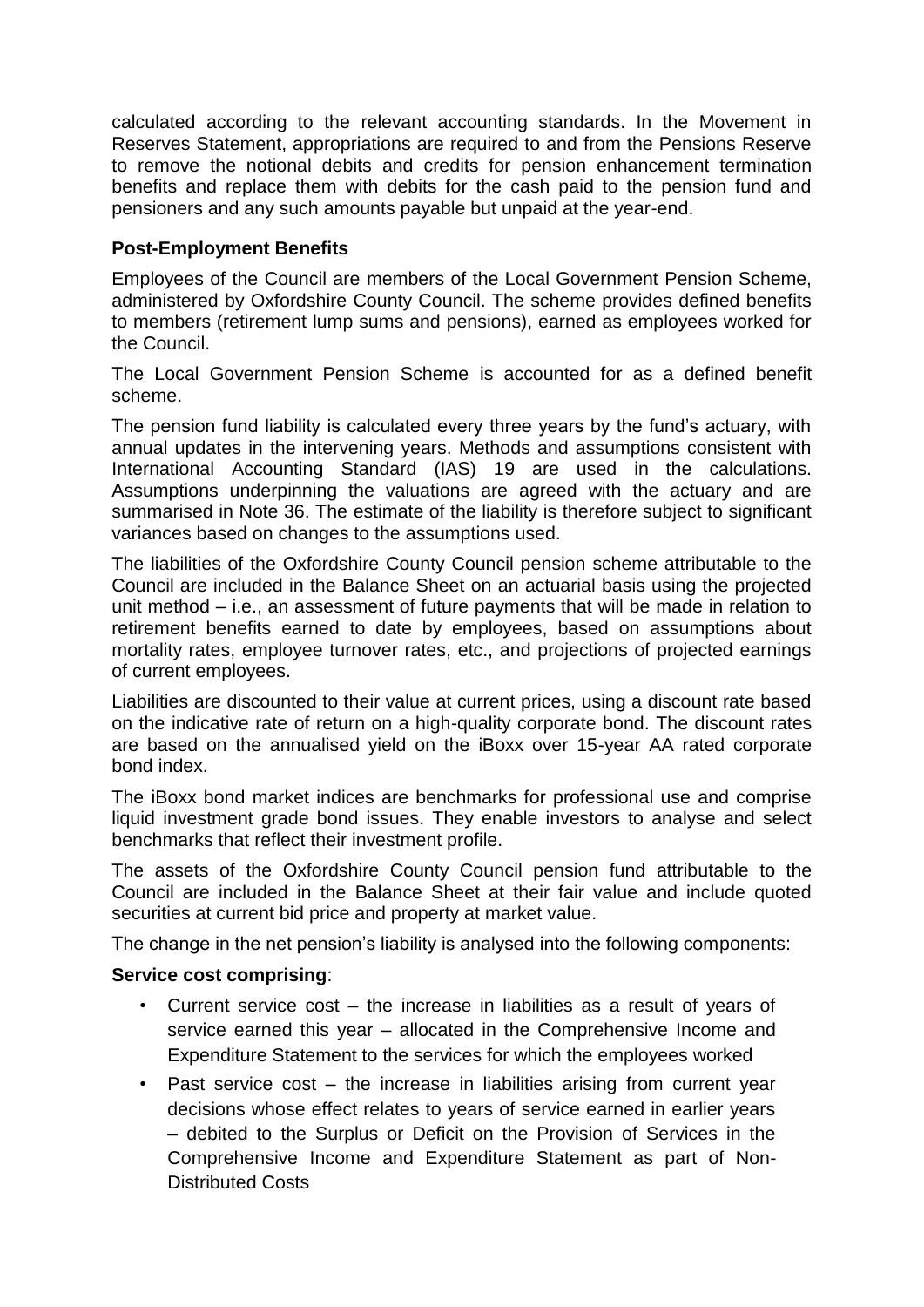calculated according to the relevant accounting standards. In the Movement in Reserves Statement, appropriations are required to and from the Pensions Reserve to remove the notional debits and credits for pension enhancement termination benefits and replace them with debits for the cash paid to the pension fund and pensioners and any such amounts payable but unpaid at the year-end.

**Post-Employment Benefits**

Employees of the Council are members of the Local Government Pension Scheme, administered by Oxfordshire County Council. The scheme provides defined benefits to members (retirement lump sums and pensions), earned as employees worked for the Council.

The Local Government Pension Scheme is accounted for as a defined benefit scheme.

The pension fund liability is calculated every three years by the fund's actuary, with annual updates in the intervening years. Methods and assumptions consistent with International Accounting Standard (IAS) 19 are used in the calculations. Assumptions underpinning the valuations are agreed with the actuary and are summarised in Note 36. The estimate of the liability is therefore subject to significant variances based on changes to the assumptions used.

The liabilities of the Oxfordshire County Council pension scheme attributable to the Council are included in the Balance Sheet on an actuarial basis using the projected unit method – i.e., an assessment of future payments that will be made in relation to retirement benefits earned to date by employees, based on assumptions about mortality rates, employee turnover rates, etc., and projections of projected earnings of current employees.

Liabilities are discounted to their value at current prices, using a discount rate based on the indicative rate of return on a high-quality corporate bond. The discount rates are based on the annualised yield on the iBoxx over 15-year AA rated corporate bond index.

The iBoxx bond market indices are benchmarks for professional use and comprise liquid investment grade bond issues. They enable investors to analyse and select benchmarks that reflect their investment profile.

The assets of the Oxfordshire County Council pension fund attributable to the Council are included in the Balance Sheet at their fair value and include quoted securities at current bid price and property at market value.

The change in the net pension's liability is analysed into the following components:

**Service cost comprising**:

- Current service cost – the increase in liabilities as a result of years of service earned this year – allocated in the Comprehensive Income and Expenditure Statement to the services for which the employees worked
- Past service cost – the increase in liabilities arising from current year decisions whose effect relates to years of service earned in earlier years – debited to the Surplus or Deficit on the Provision of Services in the Comprehensive Income and Expenditure Statement as part of Non-Distributed Costs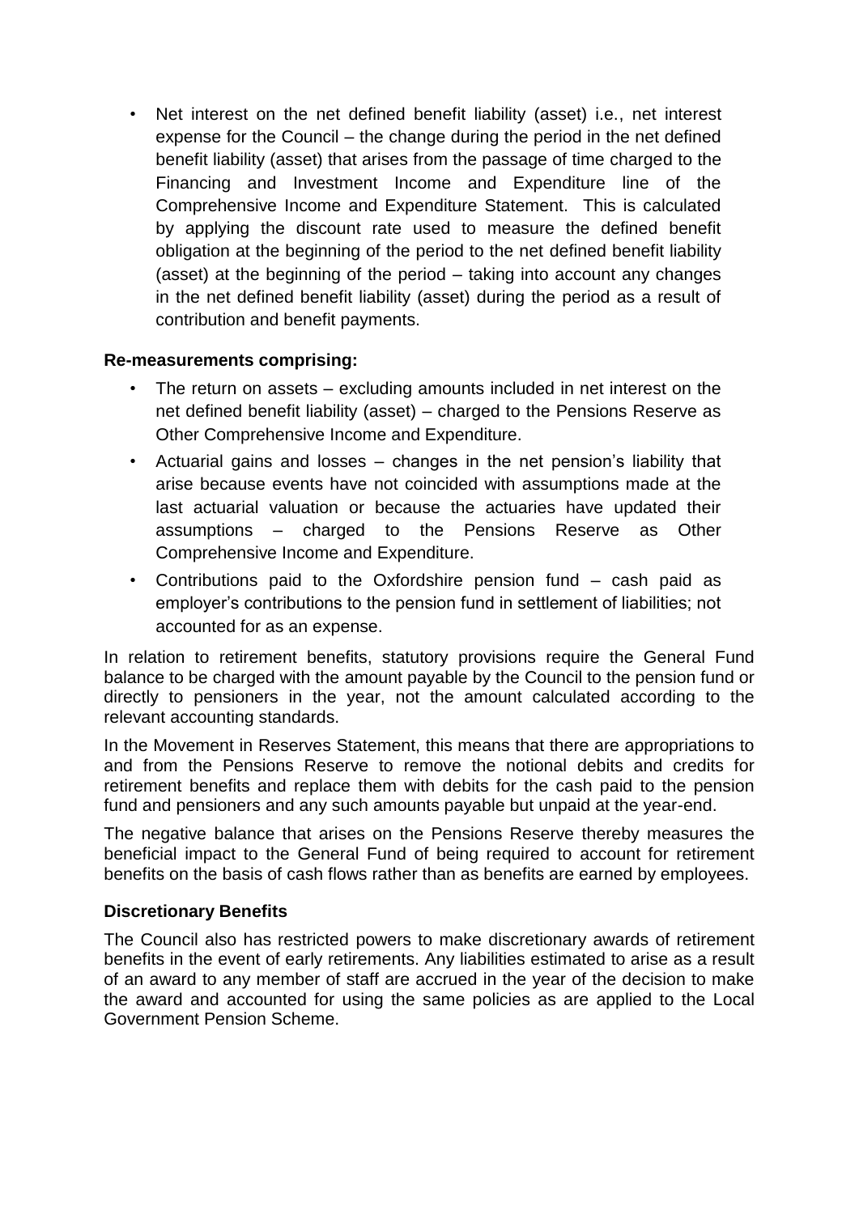- Net interest on the net defined benefit liability (asset) i.e., net interest expense for the Council – the change during the period in the net defined benefit liability (asset) that arises from the passage of time charged to the Financing and Investment Income and Expenditure line of the Comprehensive Income and Expenditure Statement. This is calculated by applying the discount rate used to measure the defined benefit obligation at the beginning of the period to the net defined benefit liability (asset) at the beginning of the period – taking into account any changes in the net defined benefit liability (asset) during the period as a result of contribution and benefit payments.

**Re-measurements comprising:**

- The return on assets – excluding amounts included in net interest on the net defined benefit liability (asset) – charged to the Pensions Reserve as Other Comprehensive Income and Expenditure.
- Actuarial gains and losses – changes in the net pension's liability that arise because events have not coincided with assumptions made at the last actuarial valuation or because the actuaries have updated their assumptions – charged to the Pensions Reserve as Other Comprehensive Income and Expenditure.
- Contributions paid to the Oxfordshire pension fund – cash paid as employer's contributions to the pension fund in settlement of liabilities; not accounted for as an expense.

In relation to retirement benefits, statutory provisions require the General Fund balance to be charged with the amount payable by the Council to the pension fund or directly to pensioners in the year, not the amount calculated according to the relevant accounting standards.

In the Movement in Reserves Statement, this means that there are appropriations to and from the Pensions Reserve to remove the notional debits and credits for retirement benefits and replace them with debits for the cash paid to the pension fund and pensioners and any such amounts payable but unpaid at the year-end.

The negative balance that arises on the Pensions Reserve thereby measures the beneficial impact to the General Fund of being required to account for retirement benefits on the basis of cash flows rather than as benefits are earned by employees.

**Discretionary Benefits**

The Council also has restricted powers to make discretionary awards of retirement benefits in the event of early retirements. Any liabilities estimated to arise as a result of an award to any member of staff are accrued in the year of the decision to make the award and accounted for using the same policies as are applied to the Local Government Pension Scheme.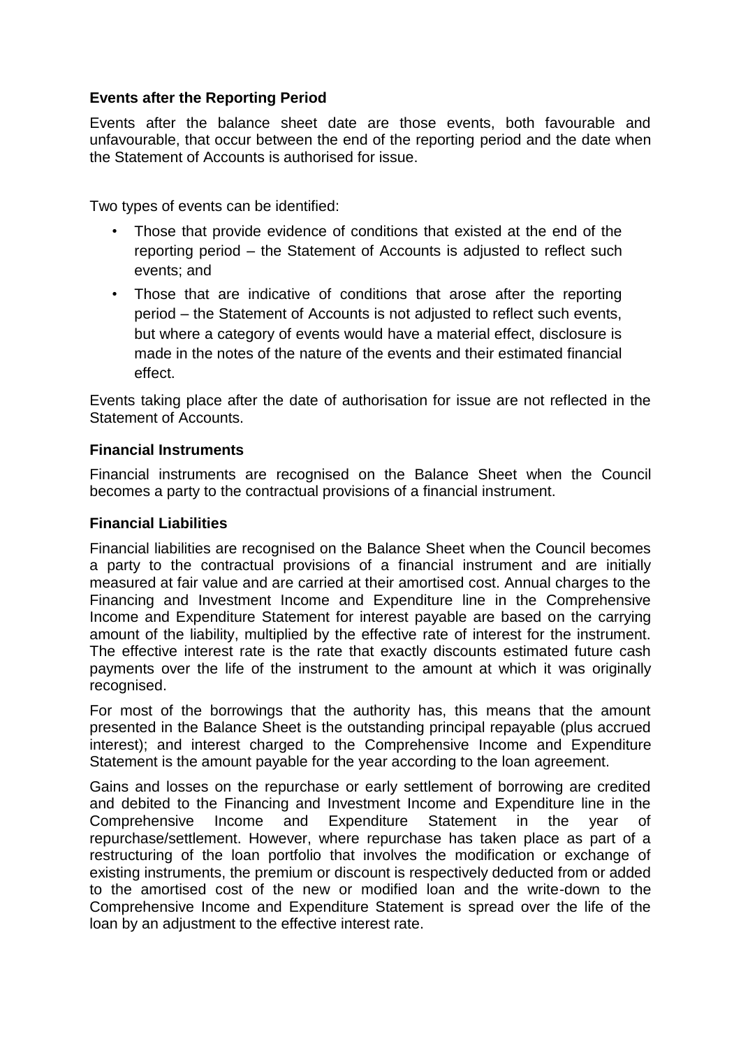### Events after the Reporting Period

Events after the balance sheet date are those events, both favourable and unfavourable, that occur between the end of the reporting period and the date when the Statement of Accounts is authorised for issue.

Two types of events can be identified:

- Those that provide evidence of conditions that existed at the end of the reporting period – the Statement of Accounts is adjusted to reflect such events; and
- Those that are indicative of conditions that arose after the reporting period – the Statement of Accounts is not adjusted to reflect such events, but where a category of events would have a material effect, disclosure is made in the notes of the nature of the events and their estimated financial effect.

Events taking place after the date of authorisation for issue are not reflected in the Statement of Accounts.

### Financial Instruments

Financial instruments are recognised on the Balance Sheet when the Council becomes a party to the contractual provisions of a financial instrument.

### Financial Liabilities

Financial liabilities are recognised on the Balance Sheet when the Council becomes a party to the contractual provisions of a financial instrument and are initially measured at fair value and are carried at their amortised cost. Annual charges to the Financing and Investment Income and Expenditure line in the Comprehensive Income and Expenditure Statement for interest payable are based on the carrying amount of the liability, multiplied by the effective rate of interest for the instrument. The effective interest rate is the rate that exactly discounts estimated future cash payments over the life of the instrument to the amount at which it was originally recognised.

For most of the borrowings that the authority has, this means that the amount presented in the Balance Sheet is the outstanding principal repayable (plus accrued interest); and interest charged to the Comprehensive Income and Expenditure Statement is the amount payable for the year according to the loan agreement.

Gains and losses on the repurchase or early settlement of borrowing are credited and debited to the Financing and Investment Income and Expenditure line in the Comprehensive Income and Expenditure Statement in the year of repurchase/settlement. However, where repurchase has taken place as part of a restructuring of the loan portfolio that involves the modification or exchange of existing instruments, the premium or discount is respectively deducted from or added to the amortised cost of the new or modified loan and the write-down to the Comprehensive Income and Expenditure Statement is spread over the life of the loan by an adjustment to the effective interest rate.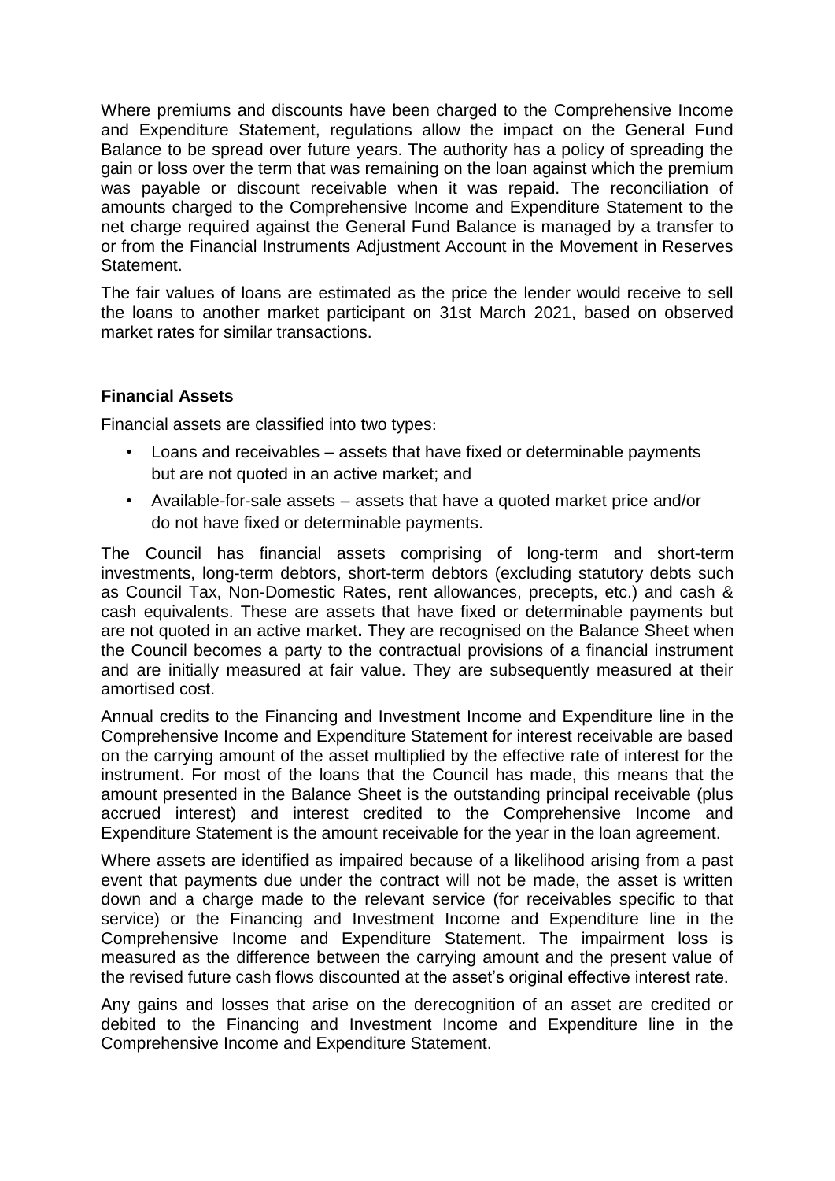Where premiums and discounts have been charged to the Comprehensive Income and Expenditure Statement, regulations allow the impact on the General Fund Balance to be spread over future years. The authority has a policy of spreading the gain or loss over the term that was remaining on the loan against which the premium was payable or discount receivable when it was repaid. The reconciliation of amounts charged to the Comprehensive Income and Expenditure Statement to the net charge required against the General Fund Balance is managed by a transfer to or from the Financial Instruments Adjustment Account in the Movement in Reserves Statement.

The fair values of loans are estimated as the price the lender would receive to sell the loans to another market participant on 31st March 2021, based on observed market rates for similar transactions.

**Financial Assets**

Financial assets are classified into two types:

- Loans and receivables – assets that have fixed or determinable payments but are not quoted in an active market; and
- Available-for-sale assets – assets that have a quoted market price and/or do not have fixed or determinable payments.

The Council has financial assets comprising of long-term and short-term investments, long-term debtors, short-term debtors (excluding statutory debts such as Council Tax, Non-Domestic Rates, rent allowances, precepts, etc.) and cash & cash equivalents. These are assets that have fixed or determinable payments but are not quoted in an active market**.** They are recognised on the Balance Sheet when the Council becomes a party to the contractual provisions of a financial instrument and are initially measured at fair value. They are subsequently measured at their amortised cost.

Annual credits to the Financing and Investment Income and Expenditure line in the Comprehensive Income and Expenditure Statement for interest receivable are based on the carrying amount of the asset multiplied by the effective rate of interest for the instrument. For most of the loans that the Council has made, this means that the amount presented in the Balance Sheet is the outstanding principal receivable (plus accrued interest) and interest credited to the Comprehensive Income and Expenditure Statement is the amount receivable for the year in the loan agreement.

Where assets are identified as impaired because of a likelihood arising from a past event that payments due under the contract will not be made, the asset is written down and a charge made to the relevant service (for receivables specific to that service) or the Financing and Investment Income and Expenditure line in the Comprehensive Income and Expenditure Statement. The impairment loss is measured as the difference between the carrying amount and the present value of the revised future cash flows discounted at the asset's original effective interest rate.

Any gains and losses that arise on the derecognition of an asset are credited or debited to the Financing and Investment Income and Expenditure line in the Comprehensive Income and Expenditure Statement.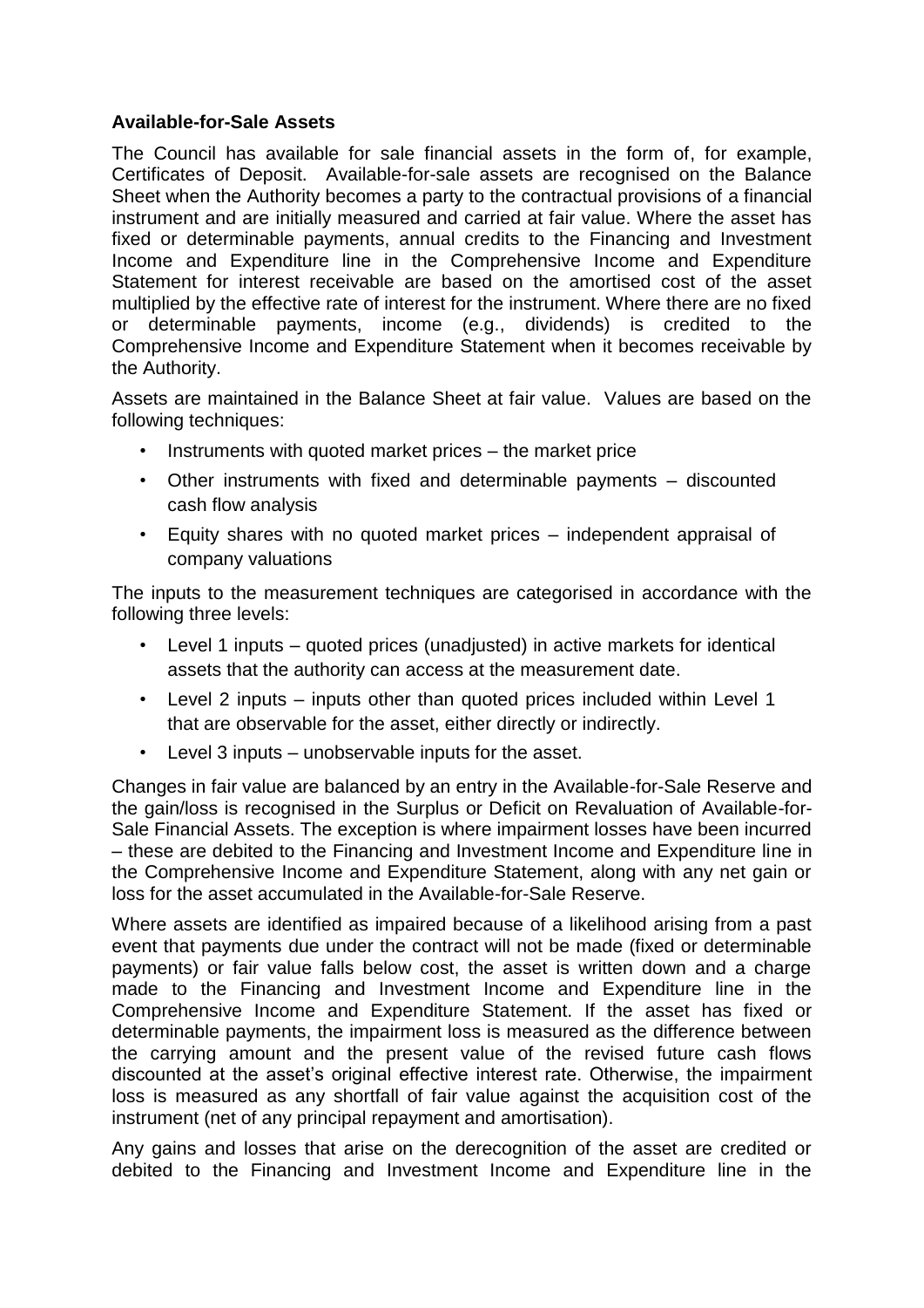**Available-for-Sale Assets**

The Council has available for sale financial assets in the form of, for example, Certificates of Deposit. Available-for-sale assets are recognised on the Balance Sheet when the Authority becomes a party to the contractual provisions of a financial instrument and are initially measured and carried at fair value. Where the asset has fixed or determinable payments, annual credits to the Financing and Investment Income and Expenditure line in the Comprehensive Income and Expenditure Statement for interest receivable are based on the amortised cost of the asset multiplied by the effective rate of interest for the instrument. Where there are no fixed or determinable payments, income (e.g., dividends) is credited to the Comprehensive Income and Expenditure Statement when it becomes receivable by the Authority.

Assets are maintained in the Balance Sheet at fair value. Values are based on the following techniques:

- Instruments with quoted market prices – the market price
- Other instruments with fixed and determinable payments – discounted cash flow analysis
- Equity shares with no quoted market prices – independent appraisal of company valuations

The inputs to the measurement techniques are categorised in accordance with the following three levels:

- Level 1 inputs – quoted prices (unadjusted) in active markets for identical assets that the authority can access at the measurement date.
- Level 2 inputs – inputs other than quoted prices included within Level 1 that are observable for the asset, either directly or indirectly.
- Level 3 inputs – unobservable inputs for the asset.

Changes in fair value are balanced by an entry in the Available-for-Sale Reserve and the gain/loss is recognised in the Surplus or Deficit on Revaluation of Available-for-Sale Financial Assets. The exception is where impairment losses have been incurred – these are debited to the Financing and Investment Income and Expenditure line in the Comprehensive Income and Expenditure Statement, along with any net gain or loss for the asset accumulated in the Available-for-Sale Reserve.

Where assets are identified as impaired because of a likelihood arising from a past event that payments due under the contract will not be made (fixed or determinable payments) or fair value falls below cost, the asset is written down and a charge made to the Financing and Investment Income and Expenditure line in the Comprehensive Income and Expenditure Statement. If the asset has fixed or determinable payments, the impairment loss is measured as the difference between the carrying amount and the present value of the revised future cash flows discounted at the asset's original effective interest rate. Otherwise, the impairment loss is measured as any shortfall of fair value against the acquisition cost of the instrument (net of any principal repayment and amortisation).

Any gains and losses that arise on the derecognition of the asset are credited or debited to the Financing and Investment Income and Expenditure line in the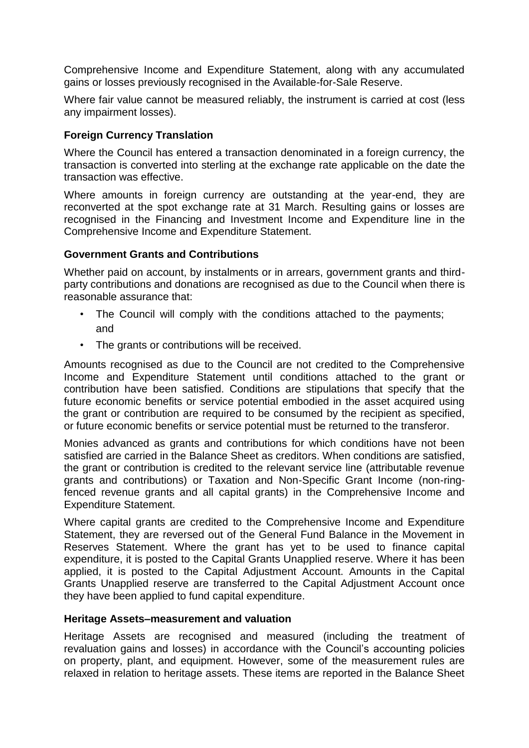Comprehensive Income and Expenditure Statement, along with any accumulated gains or losses previously recognised in the Available-for-Sale Reserve.

Where fair value cannot be measured reliably, the instrument is carried at cost (less any impairment losses).

### Foreign Currency Translation

Where the Council has entered a transaction denominated in a foreign currency, the transaction is converted into sterling at the exchange rate applicable on the date the transaction was effective.

Where amounts in foreign currency are outstanding at the year-end, they are reconverted at the spot exchange rate at 31 March. Resulting gains or losses are recognised in the Financing and Investment Income and Expenditure line in the Comprehensive Income and Expenditure Statement.

### Government Grants and Contributions

Whether paid on account, by instalments or in arrears, government grants and third-party contributions and donations are recognised as due to the Council when there is reasonable assurance that:

- The Council will comply with the conditions attached to the payments; and
- The grants or contributions will be received.

Amounts recognised as due to the Council are not credited to the Comprehensive Income and Expenditure Statement until conditions attached to the grant or contribution have been satisfied. Conditions are stipulations that specify that the future economic benefits or service potential embodied in the asset acquired using the grant or contribution are required to be consumed by the recipient as specified, or future economic benefits or service potential must be returned to the transferor.

Monies advanced as grants and contributions for which conditions have not been satisfied are carried in the Balance Sheet as creditors. When conditions are satisfied, the grant or contribution is credited to the relevant service line (attributable revenue grants and contributions) or Taxation and Non-Specific Grant Income (non-ring-fenced revenue grants and all capital grants) in the Comprehensive Income and Expenditure Statement.

Where capital grants are credited to the Comprehensive Income and Expenditure Statement, they are reversed out of the General Fund Balance in the Movement in Reserves Statement. Where the grant has yet to be used to finance capital expenditure, it is posted to the Capital Grants Unapplied reserve. Where it has been applied, it is posted to the Capital Adjustment Account. Amounts in the Capital Grants Unapplied reserve are transferred to the Capital Adjustment Account once they have been applied to fund capital expenditure.

### Heritage Assets–measurement and valuation

Heritage Assets are recognised and measured (including the treatment of revaluation gains and losses) in accordance with the Council's accounting policies on property, plant, and equipment. However, some of the measurement rules are relaxed in relation to heritage assets. These items are reported in the Balance Sheet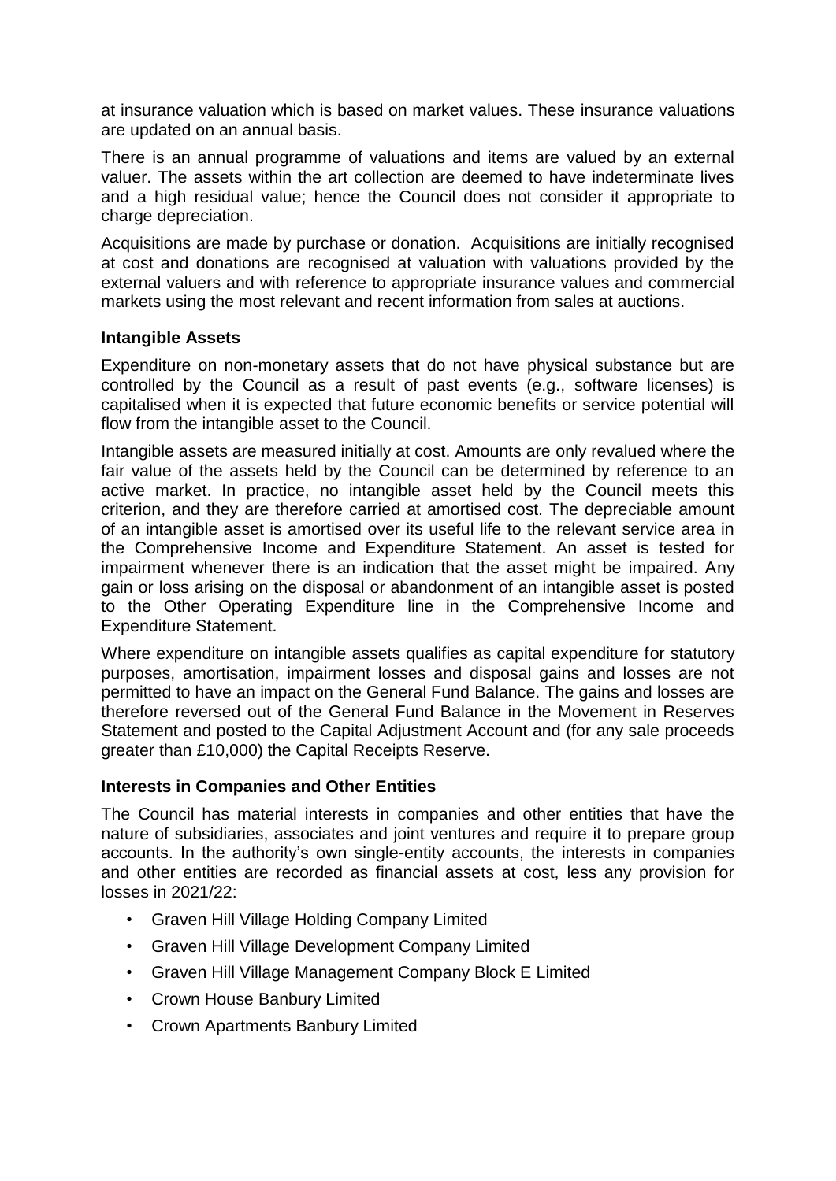at insurance valuation which is based on market values. These insurance valuations are updated on an annual basis.

There is an annual programme of valuations and items are valued by an external valuer. The assets within the art collection are deemed to have indeterminate lives and a high residual value; hence the Council does not consider it appropriate to charge depreciation.

Acquisitions are made by purchase or donation. Acquisitions are initially recognised at cost and donations are recognised at valuation with valuations provided by the external valuers and with reference to appropriate insurance values and commercial markets using the most relevant and recent information from sales at auctions.

**Intangible Assets**

Expenditure on non-monetary assets that do not have physical substance but are controlled by the Council as a result of past events (e.g., software licenses) is capitalised when it is expected that future economic benefits or service potential will flow from the intangible asset to the Council.

Intangible assets are measured initially at cost. Amounts are only revalued where the fair value of the assets held by the Council can be determined by reference to an active market. In practice, no intangible asset held by the Council meets this criterion, and they are therefore carried at amortised cost. The depreciable amount of an intangible asset is amortised over its useful life to the relevant service area in the Comprehensive Income and Expenditure Statement. An asset is tested for impairment whenever there is an indication that the asset might be impaired. Any gain or loss arising on the disposal or abandonment of an intangible asset is posted to the Other Operating Expenditure line in the Comprehensive Income and Expenditure Statement.

Where expenditure on intangible assets qualifies as capital expenditure for statutory purposes, amortisation, impairment losses and disposal gains and losses are not permitted to have an impact on the General Fund Balance. The gains and losses are therefore reversed out of the General Fund Balance in the Movement in Reserves Statement and posted to the Capital Adjustment Account and (for any sale proceeds greater than £10,000) the Capital Receipts Reserve.

**Interests in Companies and Other Entities**

The Council has material interests in companies and other entities that have the nature of subsidiaries, associates and joint ventures and require it to prepare group accounts. In the authority's own single-entity accounts, the interests in companies and other entities are recorded as financial assets at cost, less any provision for losses in 2021/22:

- Graven Hill Village Holding Company Limited
- Graven Hill Village Development Company Limited
- Graven Hill Village Management Company Block E Limited
- Crown House Banbury Limited
- Crown Apartments Banbury Limited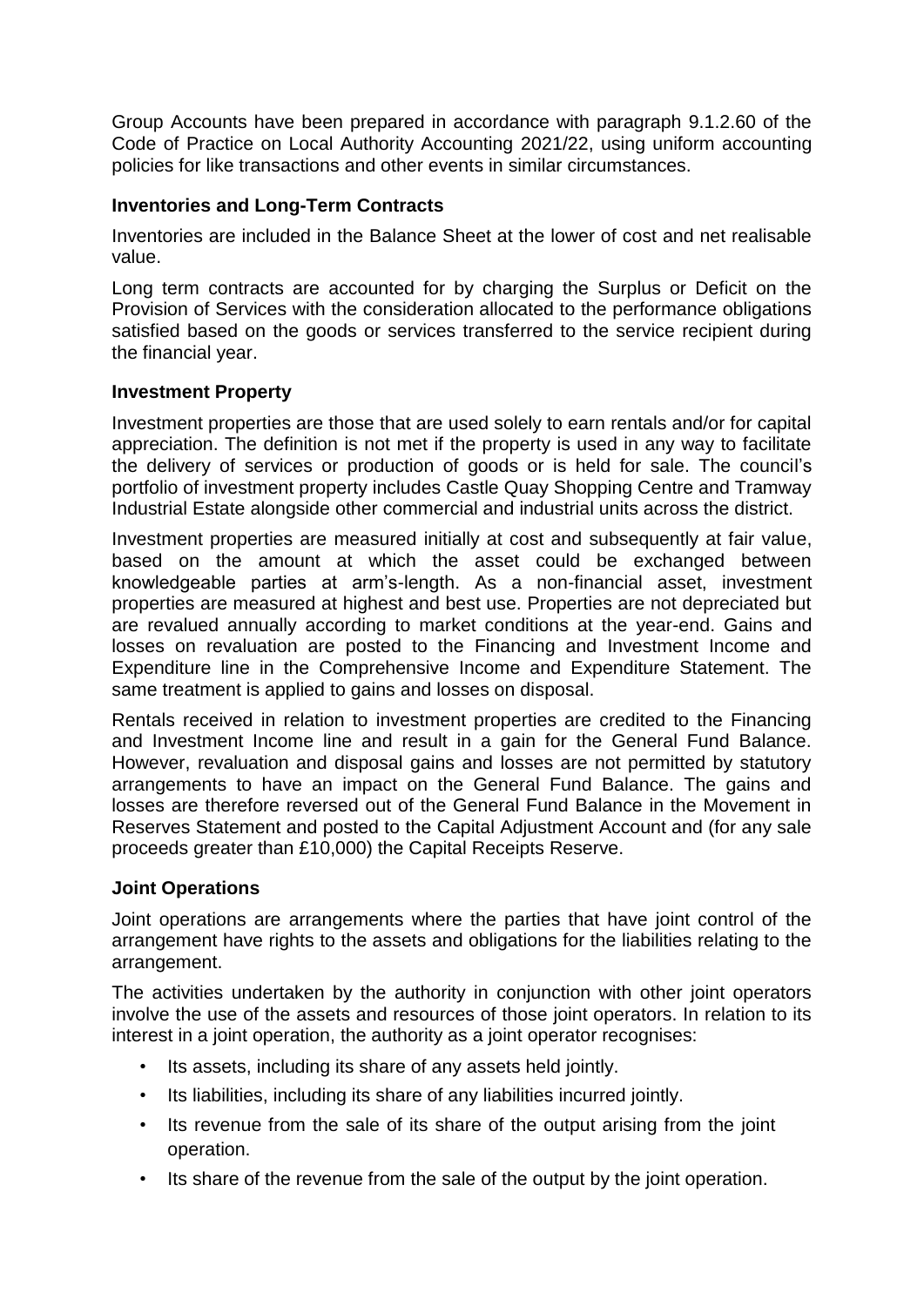Group Accounts have been prepared in accordance with paragraph 9.1.2.60 of the Code of Practice on Local Authority Accounting 2021/22, using uniform accounting policies for like transactions and other events in similar circumstances.

### Inventories and Long-Term Contracts

Inventories are included in the Balance Sheet at the lower of cost and net realisable value.

Long term contracts are accounted for by charging the Surplus or Deficit on the Provision of Services with the consideration allocated to the performance obligations satisfied based on the goods or services transferred to the service recipient during the financial year.

### Investment Property

Investment properties are those that are used solely to earn rentals and/or for capital appreciation. The definition is not met if the property is used in any way to facilitate the delivery of services or production of goods or is held for sale. The council's portfolio of investment property includes Castle Quay Shopping Centre and Tramway Industrial Estate alongside other commercial and industrial units across the district.

Investment properties are measured initially at cost and subsequently at fair value, based on the amount at which the asset could be exchanged between knowledgeable parties at arm's-length. As a non-financial asset, investment properties are measured at highest and best use. Properties are not depreciated but are revalued annually according to market conditions at the year-end. Gains and losses on revaluation are posted to the Financing and Investment Income and Expenditure line in the Comprehensive Income and Expenditure Statement. The same treatment is applied to gains and losses on disposal.

Rentals received in relation to investment properties are credited to the Financing and Investment Income line and result in a gain for the General Fund Balance. However, revaluation and disposal gains and losses are not permitted by statutory arrangements to have an impact on the General Fund Balance. The gains and losses are therefore reversed out of the General Fund Balance in the Movement in Reserves Statement and posted to the Capital Adjustment Account and (for any sale proceeds greater than £10,000) the Capital Receipts Reserve.

### Joint Operations

Joint operations are arrangements where the parties that have joint control of the arrangement have rights to the assets and obligations for the liabilities relating to the arrangement.

The activities undertaken by the authority in conjunction with other joint operators involve the use of the assets and resources of those joint operators. In relation to its interest in a joint operation, the authority as a joint operator recognises:

- Its assets, including its share of any assets held jointly.
- Its liabilities, including its share of any liabilities incurred jointly.
- Its revenue from the sale of its share of the output arising from the joint operation.
- Its share of the revenue from the sale of the output by the joint operation.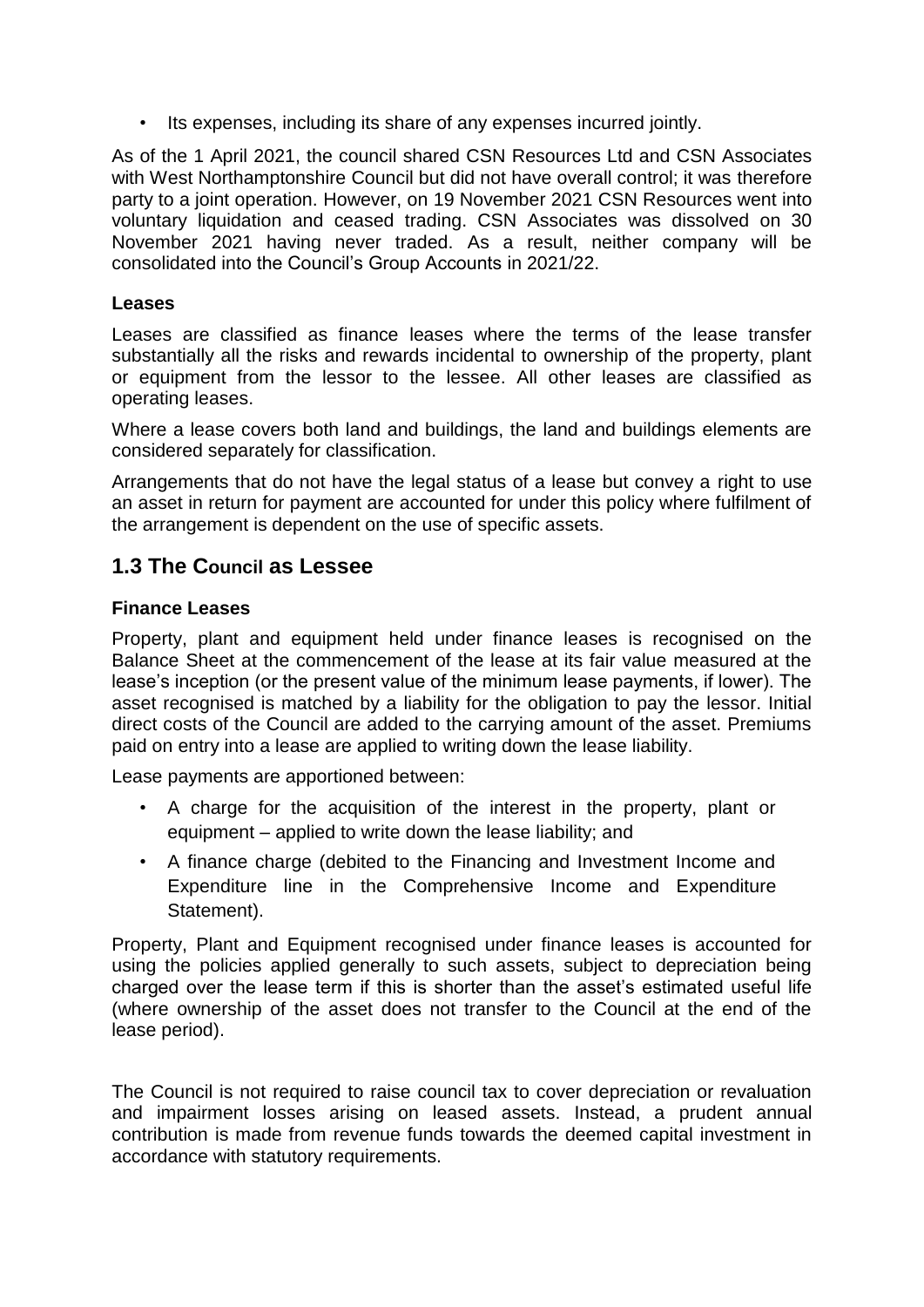- Its expenses, including its share of any expenses incurred jointly.

As of the 1 April 2021, the council shared CSN Resources Ltd and CSN Associates with West Northamptonshire Council but did not have overall control; it was therefore party to a joint operation. However, on 19 November 2021 CSN Resources went into voluntary liquidation and ceased trading. CSN Associates was dissolved on 30 November 2021 having never traded. As a result, neither company will be consolidated into the Council's Group Accounts in 2021/22.

**Leases**

Leases are classified as finance leases where the terms of the lease transfer substantially all the risks and rewards incidental to ownership of the property, plant or equipment from the lessor to the lessee. All other leases are classified as operating leases.

Where a lease covers both land and buildings, the land and buildings elements are considered separately for classification.

Arrangements that do not have the legal status of a lease but convey a right to use an asset in return for payment are accounted for under this policy where fulfilment of the arrangement is dependent on the use of specific assets.

## 1.3 The Council as Lessee

**Finance Leases**

Property, plant and equipment held under finance leases is recognised on the Balance Sheet at the commencement of the lease at its fair value measured at the lease's inception (or the present value of the minimum lease payments, if lower). The asset recognised is matched by a liability for the obligation to pay the lessor. Initial direct costs of the Council are added to the carrying amount of the asset. Premiums paid on entry into a lease are applied to writing down the lease liability.

Lease payments are apportioned between:

- A charge for the acquisition of the interest in the property, plant or equipment – applied to write down the lease liability; and
- A finance charge (debited to the Financing and Investment Income and Expenditure line in the Comprehensive Income and Expenditure Statement).

Property, Plant and Equipment recognised under finance leases is accounted for using the policies applied generally to such assets, subject to depreciation being charged over the lease term if this is shorter than the asset's estimated useful life (where ownership of the asset does not transfer to the Council at the end of the lease period).

The Council is not required to raise council tax to cover depreciation or revaluation and impairment losses arising on leased assets. Instead, a prudent annual contribution is made from revenue funds towards the deemed capital investment in accordance with statutory requirements.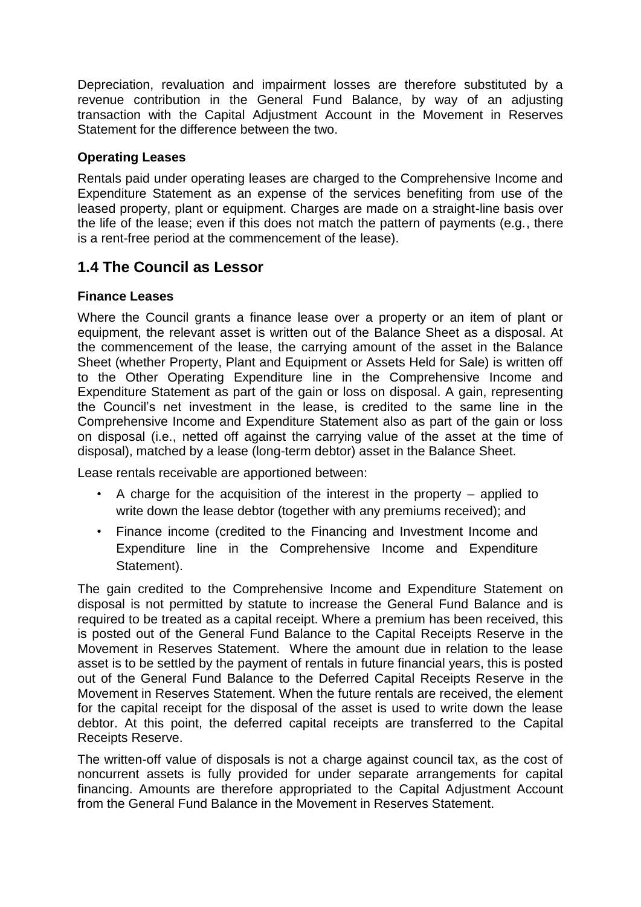Depreciation, revaluation and impairment losses are therefore substituted by a revenue contribution in the General Fund Balance, by way of an adjusting transaction with the Capital Adjustment Account in the Movement in Reserves Statement for the difference between the two.

**Operating Leases**

Rentals paid under operating leases are charged to the Comprehensive Income and Expenditure Statement as an expense of the services benefiting from use of the leased property, plant or equipment. Charges are made on a straight-line basis over the life of the lease; even if this does not match the pattern of payments (e.g., there is a rent-free period at the commencement of the lease).

## 1.4 The Council as Lessor

**Finance Leases**

Where the Council grants a finance lease over a property or an item of plant or equipment, the relevant asset is written out of the Balance Sheet as a disposal. At the commencement of the lease, the carrying amount of the asset in the Balance Sheet (whether Property, Plant and Equipment or Assets Held for Sale) is written off to the Other Operating Expenditure line in the Comprehensive Income and Expenditure Statement as part of the gain or loss on disposal. A gain, representing the Council's net investment in the lease, is credited to the same line in the Comprehensive Income and Expenditure Statement also as part of the gain or loss on disposal (i.e., netted off against the carrying value of the asset at the time of disposal), matched by a lease (long-term debtor) asset in the Balance Sheet.

Lease rentals receivable are apportioned between:

- A charge for the acquisition of the interest in the property – applied to write down the lease debtor (together with any premiums received); and
- Finance income (credited to the Financing and Investment Income and Expenditure line in the Comprehensive Income and Expenditure Statement).

The gain credited to the Comprehensive Income and Expenditure Statement on disposal is not permitted by statute to increase the General Fund Balance and is required to be treated as a capital receipt. Where a premium has been received, this is posted out of the General Fund Balance to the Capital Receipts Reserve in the Movement in Reserves Statement. Where the amount due in relation to the lease asset is to be settled by the payment of rentals in future financial years, this is posted out of the General Fund Balance to the Deferred Capital Receipts Reserve in the Movement in Reserves Statement. When the future rentals are received, the element for the capital receipt for the disposal of the asset is used to write down the lease debtor. At this point, the deferred capital receipts are transferred to the Capital Receipts Reserve.

The written-off value of disposals is not a charge against council tax, as the cost of noncurrent assets is fully provided for under separate arrangements for capital financing. Amounts are therefore appropriated to the Capital Adjustment Account from the General Fund Balance in the Movement in Reserves Statement.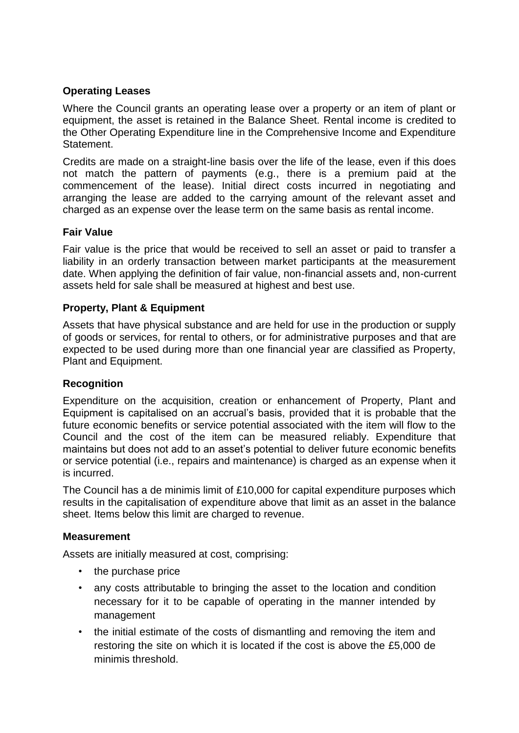### Operating Leases

Where the Council grants an operating lease over a property or an item of plant or equipment, the asset is retained in the Balance Sheet. Rental income is credited to the Other Operating Expenditure line in the Comprehensive Income and Expenditure Statement.

Credits are made on a straight-line basis over the life of the lease, even if this does not match the pattern of payments (e.g., there is a premium paid at the commencement of the lease). Initial direct costs incurred in negotiating and arranging the lease are added to the carrying amount of the relevant asset and charged as an expense over the lease term on the same basis as rental income.

### Fair Value

Fair value is the price that would be received to sell an asset or paid to transfer a liability in an orderly transaction between market participants at the measurement date. When applying the definition of fair value, non-financial assets and, non-current assets held for sale shall be measured at highest and best use.

### Property, Plant & Equipment

Assets that have physical substance and are held for use in the production or supply of goods or services, for rental to others, or for administrative purposes and that are expected to be used during more than one financial year are classified as Property, Plant and Equipment.

### Recognition

Expenditure on the acquisition, creation or enhancement of Property, Plant and Equipment is capitalised on an accrual's basis, provided that it is probable that the future economic benefits or service potential associated with the item will flow to the Council and the cost of the item can be measured reliably. Expenditure that maintains but does not add to an asset's potential to deliver future economic benefits or service potential (i.e., repairs and maintenance) is charged as an expense when it is incurred.

The Council has a de minimis limit of £10,000 for capital expenditure purposes which results in the capitalisation of expenditure above that limit as an asset in the balance sheet. Items below this limit are charged to revenue.

### Measurement

Assets are initially measured at cost, comprising:

- the purchase price
- any costs attributable to bringing the asset to the location and condition necessary for it to be capable of operating in the manner intended by management
- the initial estimate of the costs of dismantling and removing the item and restoring the site on which it is located if the cost is above the £5,000 de minimis threshold.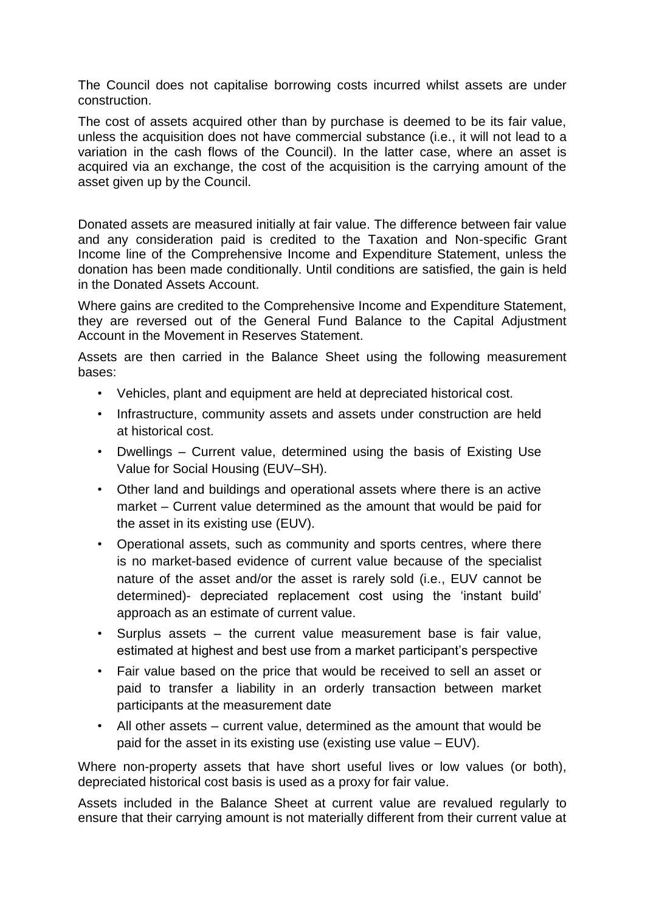The Council does not capitalise borrowing costs incurred whilst assets are under construction.

The cost of assets acquired other than by purchase is deemed to be its fair value, unless the acquisition does not have commercial substance (i.e., it will not lead to a variation in the cash flows of the Council). In the latter case, where an asset is acquired via an exchange, the cost of the acquisition is the carrying amount of the asset given up by the Council.

Donated assets are measured initially at fair value. The difference between fair value and any consideration paid is credited to the Taxation and Non-specific Grant Income line of the Comprehensive Income and Expenditure Statement, unless the donation has been made conditionally. Until conditions are satisfied, the gain is held in the Donated Assets Account.

Where gains are credited to the Comprehensive Income and Expenditure Statement, they are reversed out of the General Fund Balance to the Capital Adjustment Account in the Movement in Reserves Statement.

Assets are then carried in the Balance Sheet using the following measurement bases:

- Vehicles, plant and equipment are held at depreciated historical cost.
- Infrastructure, community assets and assets under construction are held at historical cost.
- Dwellings – Current value, determined using the basis of Existing Use Value for Social Housing (EUV–SH).
- Other land and buildings and operational assets where there is an active market – Current value determined as the amount that would be paid for the asset in its existing use (EUV).
- Operational assets, such as community and sports centres, where there is no market-based evidence of current value because of the specialist nature of the asset and/or the asset is rarely sold (i.e., EUV cannot be determined)- depreciated replacement cost using the 'instant build' approach as an estimate of current value.
- Surplus assets – the current value measurement base is fair value, estimated at highest and best use from a market participant's perspective
- Fair value based on the price that would be received to sell an asset or paid to transfer a liability in an orderly transaction between market participants at the measurement date
- All other assets – current value, determined as the amount that would be paid for the asset in its existing use (existing use value – EUV).

Where non-property assets that have short useful lives or low values (or both), depreciated historical cost basis is used as a proxy for fair value.

Assets included in the Balance Sheet at current value are revalued regularly to ensure that their carrying amount is not materially different from their current value at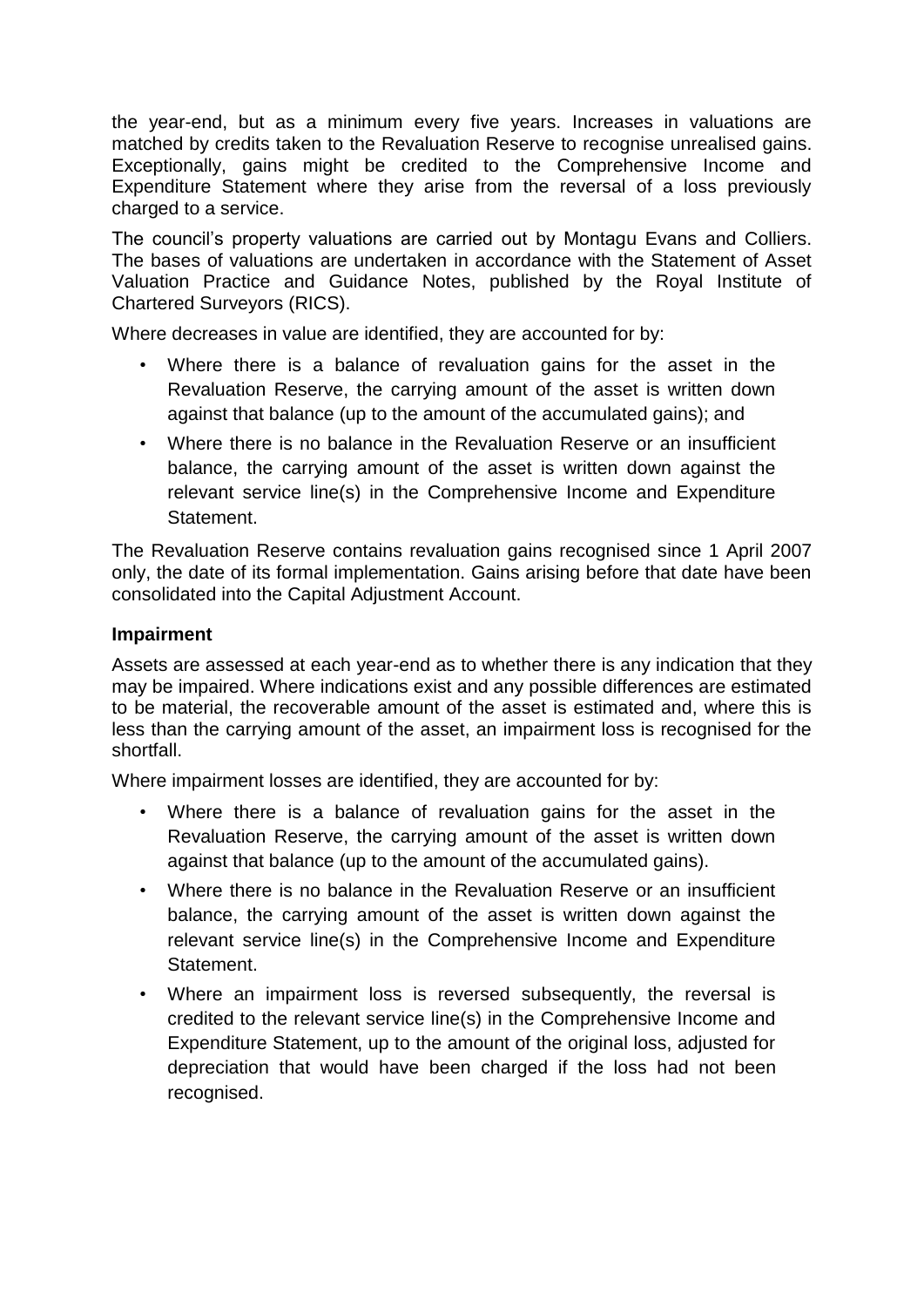the year-end, but as a minimum every five years. Increases in valuations are matched by credits taken to the Revaluation Reserve to recognise unrealised gains. Exceptionally, gains might be credited to the Comprehensive Income and Expenditure Statement where they arise from the reversal of a loss previously charged to a service.

The council's property valuations are carried out by Montagu Evans and Colliers. The bases of valuations are undertaken in accordance with the Statement of Asset Valuation Practice and Guidance Notes, published by the Royal Institute of Chartered Surveyors (RICS).

Where decreases in value are identified, they are accounted for by:

- Where there is a balance of revaluation gains for the asset in the Revaluation Reserve, the carrying amount of the asset is written down against that balance (up to the amount of the accumulated gains); and
- Where there is no balance in the Revaluation Reserve or an insufficient balance, the carrying amount of the asset is written down against the relevant service line(s) in the Comprehensive Income and Expenditure Statement.

The Revaluation Reserve contains revaluation gains recognised since 1 April 2007 only, the date of its formal implementation. Gains arising before that date have been consolidated into the Capital Adjustment Account.

**Impairment**

Assets are assessed at each year-end as to whether there is any indication that they may be impaired. Where indications exist and any possible differences are estimated to be material, the recoverable amount of the asset is estimated and, where this is less than the carrying amount of the asset, an impairment loss is recognised for the shortfall.

Where impairment losses are identified, they are accounted for by:

- Where there is a balance of revaluation gains for the asset in the Revaluation Reserve, the carrying amount of the asset is written down against that balance (up to the amount of the accumulated gains).
- Where there is no balance in the Revaluation Reserve or an insufficient balance, the carrying amount of the asset is written down against the relevant service line(s) in the Comprehensive Income and Expenditure Statement.
- Where an impairment loss is reversed subsequently, the reversal is credited to the relevant service line(s) in the Comprehensive Income and Expenditure Statement, up to the amount of the original loss, adjusted for depreciation that would have been charged if the loss had not been recognised.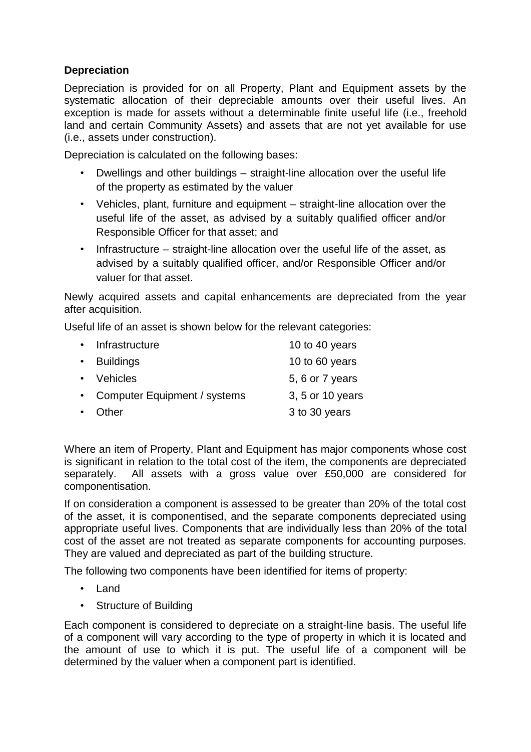**Depreciation**

Depreciation is provided for on all Property, Plant and Equipment assets by the systematic allocation of their depreciable amounts over their useful lives. An exception is made for assets without a determinable finite useful life (i.e., freehold land and certain Community Assets) and assets that are not yet available for use (i.e., assets under construction).

Depreciation is calculated on the following bases:

- Dwellings and other buildings – straight-line allocation over the useful life of the property as estimated by the valuer
- Vehicles, plant, furniture and equipment – straight-line allocation over the useful life of the asset, as advised by a suitably qualified officer and/or Responsible Officer for that asset; and
- Infrastructure – straight-line allocation over the useful life of the asset, as advised by a suitably qualified officer, and/or Responsible Officer and/or valuer for that asset.

Newly acquired assets and capital enhancements are depreciated from the year after acquisition.

Useful life of an asset is shown below for the relevant categories:

| | |
|---|---|
| • Infrastructure | 10 to 40 years |
| • Buildings | 10 to 60 years |
| • Vehicles | 5, 6 or 7 years |
| • Computer Equipment / systems | 3, 5 or 10 years |
| • Other | 3 to 30 years |

Where an item of Property, Plant and Equipment has major components whose cost is significant in relation to the total cost of the item, the components are depreciated separately. All assets with a gross value over £50,000 are considered for componentisation.

If on consideration a component is assessed to be greater than 20% of the total cost of the asset, it is componentised, and the separate components depreciated using appropriate useful lives. Components that are individually less than 20% of the total cost of the asset are not treated as separate components for accounting purposes. They are valued and depreciated as part of the building structure.

The following two components have been identified for items of property:

- Land
- Structure of Building

Each component is considered to depreciate on a straight-line basis. The useful life of a component will vary according to the type of property in which it is located and the amount of use to which it is put. The useful life of a component will be determined by the valuer when a component part is identified.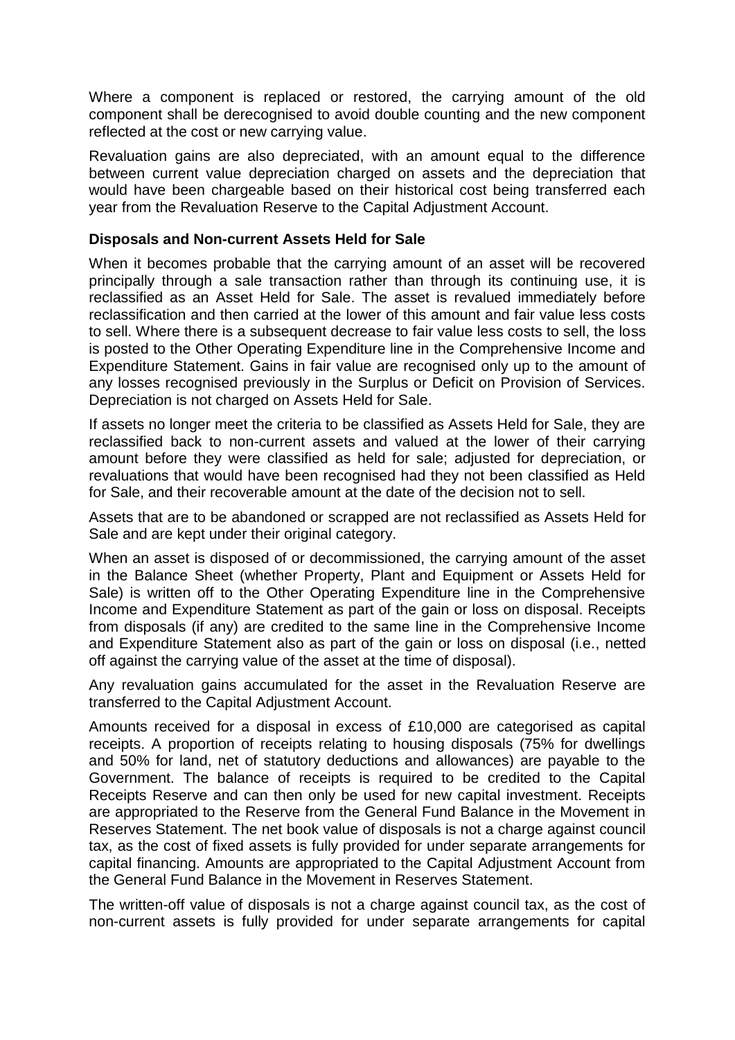Where a component is replaced or restored, the carrying amount of the old component shall be derecognised to avoid double counting and the new component reflected at the cost or new carrying value.

Revaluation gains are also depreciated, with an amount equal to the difference between current value depreciation charged on assets and the depreciation that would have been chargeable based on their historical cost being transferred each year from the Revaluation Reserve to the Capital Adjustment Account.

**Disposals and Non-current Assets Held for Sale**

When it becomes probable that the carrying amount of an asset will be recovered principally through a sale transaction rather than through its continuing use, it is reclassified as an Asset Held for Sale. The asset is revalued immediately before reclassification and then carried at the lower of this amount and fair value less costs to sell. Where there is a subsequent decrease to fair value less costs to sell, the loss is posted to the Other Operating Expenditure line in the Comprehensive Income and Expenditure Statement. Gains in fair value are recognised only up to the amount of any losses recognised previously in the Surplus or Deficit on Provision of Services. Depreciation is not charged on Assets Held for Sale.

If assets no longer meet the criteria to be classified as Assets Held for Sale, they are reclassified back to non-current assets and valued at the lower of their carrying amount before they were classified as held for sale; adjusted for depreciation, or revaluations that would have been recognised had they not been classified as Held for Sale, and their recoverable amount at the date of the decision not to sell.

Assets that are to be abandoned or scrapped are not reclassified as Assets Held for Sale and are kept under their original category.

When an asset is disposed of or decommissioned, the carrying amount of the asset in the Balance Sheet (whether Property, Plant and Equipment or Assets Held for Sale) is written off to the Other Operating Expenditure line in the Comprehensive Income and Expenditure Statement as part of the gain or loss on disposal. Receipts from disposals (if any) are credited to the same line in the Comprehensive Income and Expenditure Statement also as part of the gain or loss on disposal (i.e., netted off against the carrying value of the asset at the time of disposal).

Any revaluation gains accumulated for the asset in the Revaluation Reserve are transferred to the Capital Adjustment Account.

Amounts received for a disposal in excess of £10,000 are categorised as capital receipts. A proportion of receipts relating to housing disposals (75% for dwellings and 50% for land, net of statutory deductions and allowances) are payable to the Government. The balance of receipts is required to be credited to the Capital Receipts Reserve and can then only be used for new capital investment. Receipts are appropriated to the Reserve from the General Fund Balance in the Movement in Reserves Statement. The net book value of disposals is not a charge against council tax, as the cost of fixed assets is fully provided for under separate arrangements for capital financing. Amounts are appropriated to the Capital Adjustment Account from the General Fund Balance in the Movement in Reserves Statement.

The written-off value of disposals is not a charge against council tax, as the cost of non-current assets is fully provided for under separate arrangements for capital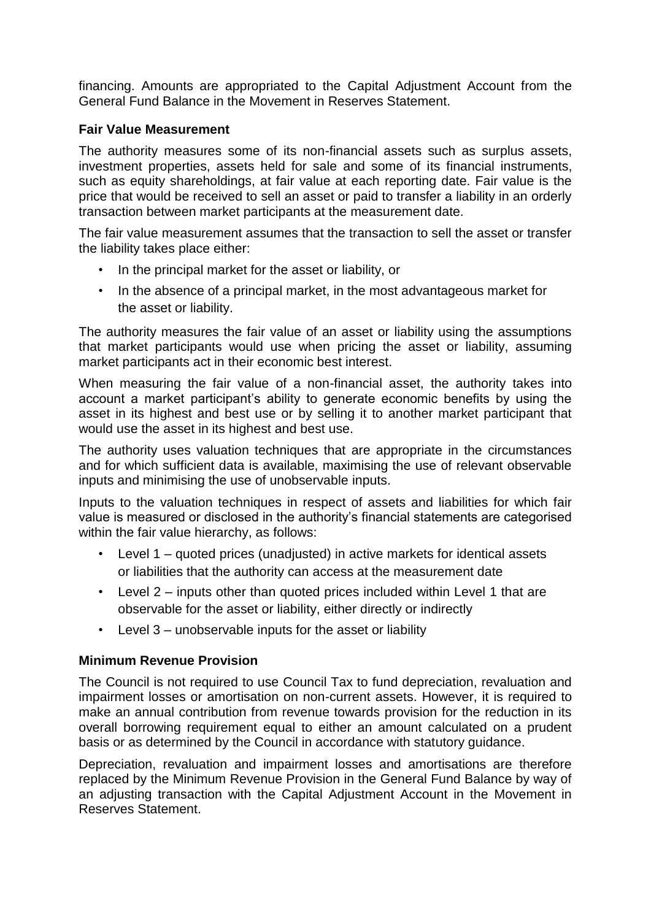financing. Amounts are appropriated to the Capital Adjustment Account from the General Fund Balance in the Movement in Reserves Statement.

**Fair Value Measurement**

The authority measures some of its non-financial assets such as surplus assets, investment properties, assets held for sale and some of its financial instruments, such as equity shareholdings, at fair value at each reporting date. Fair value is the price that would be received to sell an asset or paid to transfer a liability in an orderly transaction between market participants at the measurement date.

The fair value measurement assumes that the transaction to sell the asset or transfer the liability takes place either:

- In the principal market for the asset or liability, or
- In the absence of a principal market, in the most advantageous market for the asset or liability.

The authority measures the fair value of an asset or liability using the assumptions that market participants would use when pricing the asset or liability, assuming market participants act in their economic best interest.

When measuring the fair value of a non-financial asset, the authority takes into account a market participant's ability to generate economic benefits by using the asset in its highest and best use or by selling it to another market participant that would use the asset in its highest and best use.

The authority uses valuation techniques that are appropriate in the circumstances and for which sufficient data is available, maximising the use of relevant observable inputs and minimising the use of unobservable inputs.

Inputs to the valuation techniques in respect of assets and liabilities for which fair value is measured or disclosed in the authority's financial statements are categorised within the fair value hierarchy, as follows:

- Level 1 – quoted prices (unadjusted) in active markets for identical assets or liabilities that the authority can access at the measurement date
- Level 2 – inputs other than quoted prices included within Level 1 that are observable for the asset or liability, either directly or indirectly
- Level 3 – unobservable inputs for the asset or liability

**Minimum Revenue Provision**

The Council is not required to use Council Tax to fund depreciation, revaluation and impairment losses or amortisation on non-current assets. However, it is required to make an annual contribution from revenue towards provision for the reduction in its overall borrowing requirement equal to either an amount calculated on a prudent basis or as determined by the Council in accordance with statutory guidance.

Depreciation, revaluation and impairment losses and amortisations are therefore replaced by the Minimum Revenue Provision in the General Fund Balance by way of an adjusting transaction with the Capital Adjustment Account in the Movement in Reserves Statement.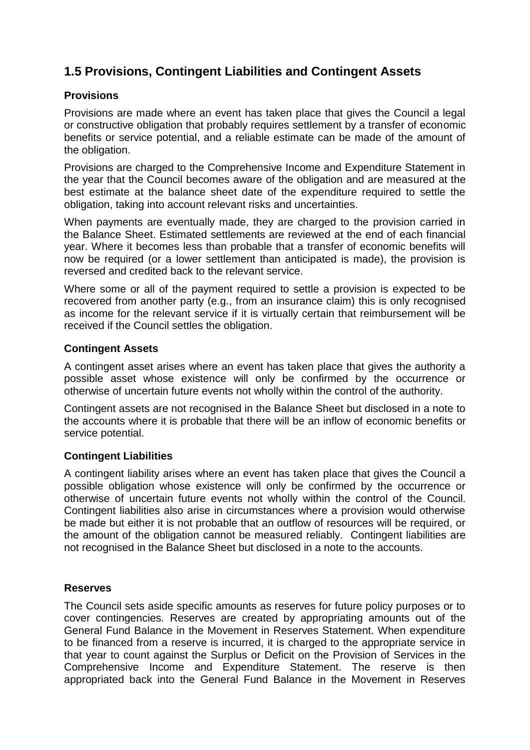## 1.5 Provisions, Contingent Liabilities and Contingent Assets

### Provisions

Provisions are made where an event has taken place that gives the Council a legal or constructive obligation that probably requires settlement by a transfer of economic benefits or service potential, and a reliable estimate can be made of the amount of the obligation.

Provisions are charged to the Comprehensive Income and Expenditure Statement in the year that the Council becomes aware of the obligation and are measured at the best estimate at the balance sheet date of the expenditure required to settle the obligation, taking into account relevant risks and uncertainties.

When payments are eventually made, they are charged to the provision carried in the Balance Sheet. Estimated settlements are reviewed at the end of each financial year. Where it becomes less than probable that a transfer of economic benefits will now be required (or a lower settlement than anticipated is made), the provision is reversed and credited back to the relevant service.

Where some or all of the payment required to settle a provision is expected to be recovered from another party (e.g., from an insurance claim) this is only recognised as income for the relevant service if it is virtually certain that reimbursement will be received if the Council settles the obligation.

### Contingent Assets

A contingent asset arises where an event has taken place that gives the authority a possible asset whose existence will only be confirmed by the occurrence or otherwise of uncertain future events not wholly within the control of the authority.

Contingent assets are not recognised in the Balance Sheet but disclosed in a note to the accounts where it is probable that there will be an inflow of economic benefits or service potential.

### Contingent Liabilities

A contingent liability arises where an event has taken place that gives the Council a possible obligation whose existence will only be confirmed by the occurrence or otherwise of uncertain future events not wholly within the control of the Council. Contingent liabilities also arise in circumstances where a provision would otherwise be made but either it is not probable that an outflow of resources will be required, or the amount of the obligation cannot be measured reliably. Contingent liabilities are not recognised in the Balance Sheet but disclosed in a note to the accounts.

### Reserves

The Council sets aside specific amounts as reserves for future policy purposes or to cover contingencies. Reserves are created by appropriating amounts out of the General Fund Balance in the Movement in Reserves Statement. When expenditure to be financed from a reserve is incurred, it is charged to the appropriate service in that year to count against the Surplus or Deficit on the Provision of Services in the Comprehensive Income and Expenditure Statement. The reserve is then appropriated back into the General Fund Balance in the Movement in Reserves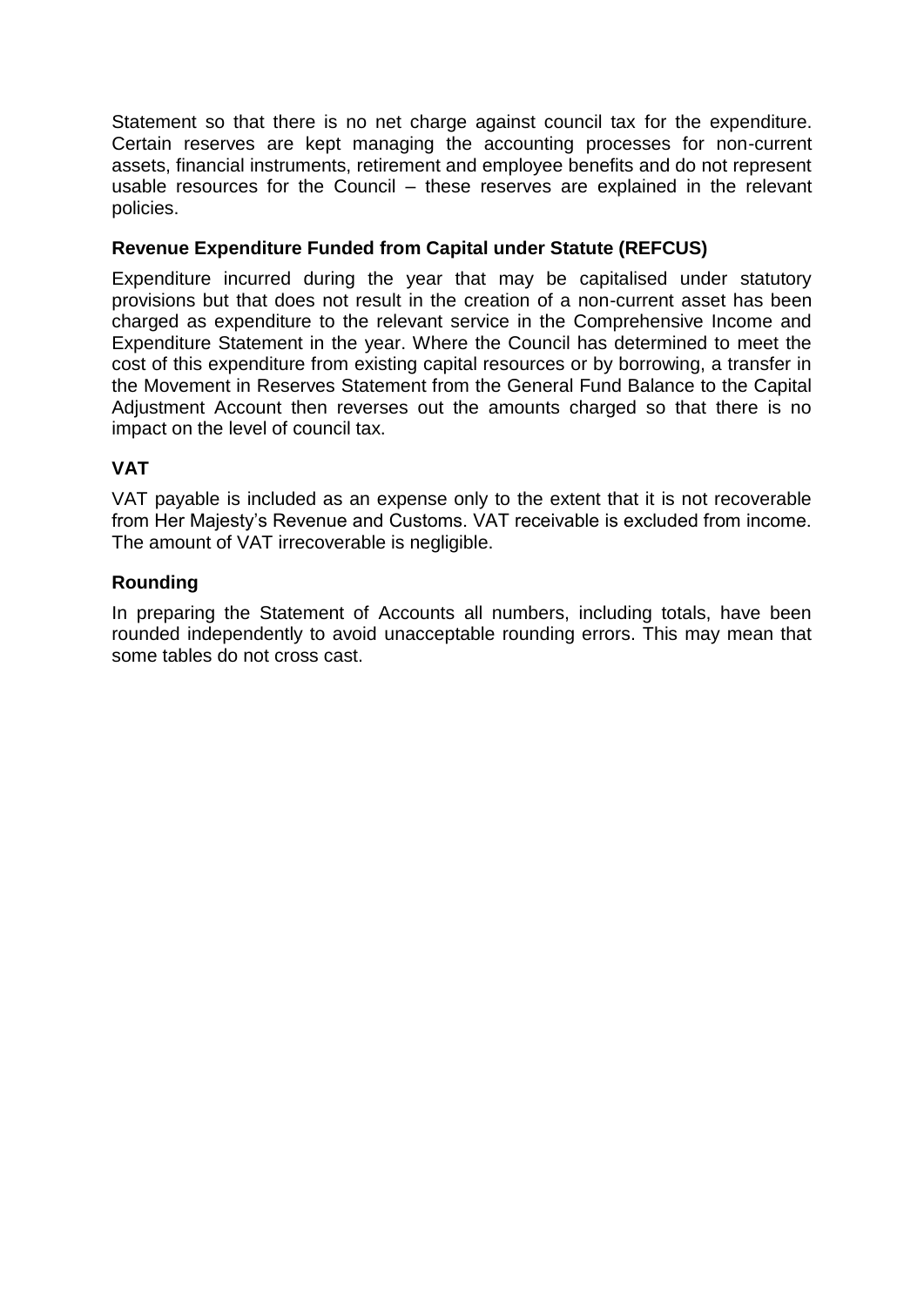Statement so that there is no net charge against council tax for the expenditure. Certain reserves are kept managing the accounting processes for non-current assets, financial instruments, retirement and employee benefits and do not represent usable resources for the Council – these reserves are explained in the relevant policies.

**Revenue Expenditure Funded from Capital under Statute (REFCUS)**

Expenditure incurred during the year that may be capitalised under statutory provisions but that does not result in the creation of a non-current asset has been charged as expenditure to the relevant service in the Comprehensive Income and Expenditure Statement in the year. Where the Council has determined to meet the cost of this expenditure from existing capital resources or by borrowing, a transfer in the Movement in Reserves Statement from the General Fund Balance to the Capital Adjustment Account then reverses out the amounts charged so that there is no impact on the level of council tax.

**VAT**

VAT payable is included as an expense only to the extent that it is not recoverable from Her Majesty's Revenue and Customs. VAT receivable is excluded from income. The amount of VAT irrecoverable is negligible.

**Rounding**

In preparing the Statement of Accounts all numbers, including totals, have been rounded independently to avoid unacceptable rounding errors. This may mean that some tables do not cross cast.